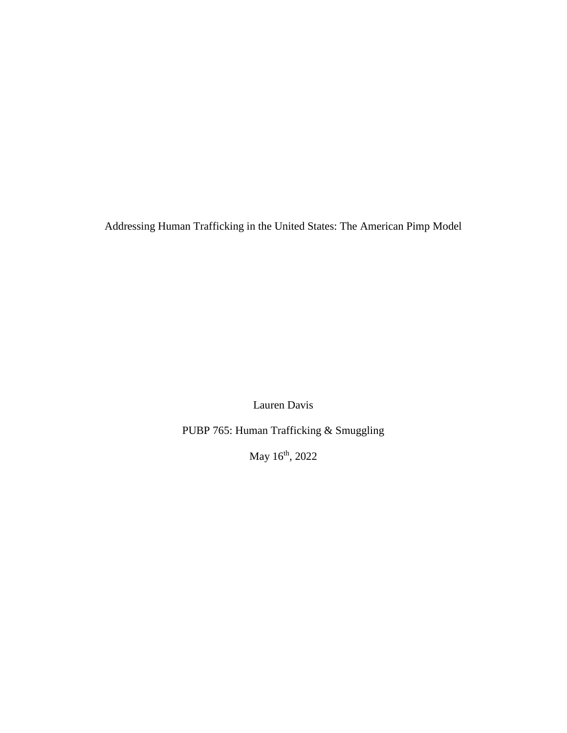# Addressing Human Trafficking in the United States: The American Pimp Model

Lauren Davis

PUBP 765: Human Trafficking & Smuggling

May 16th, 2022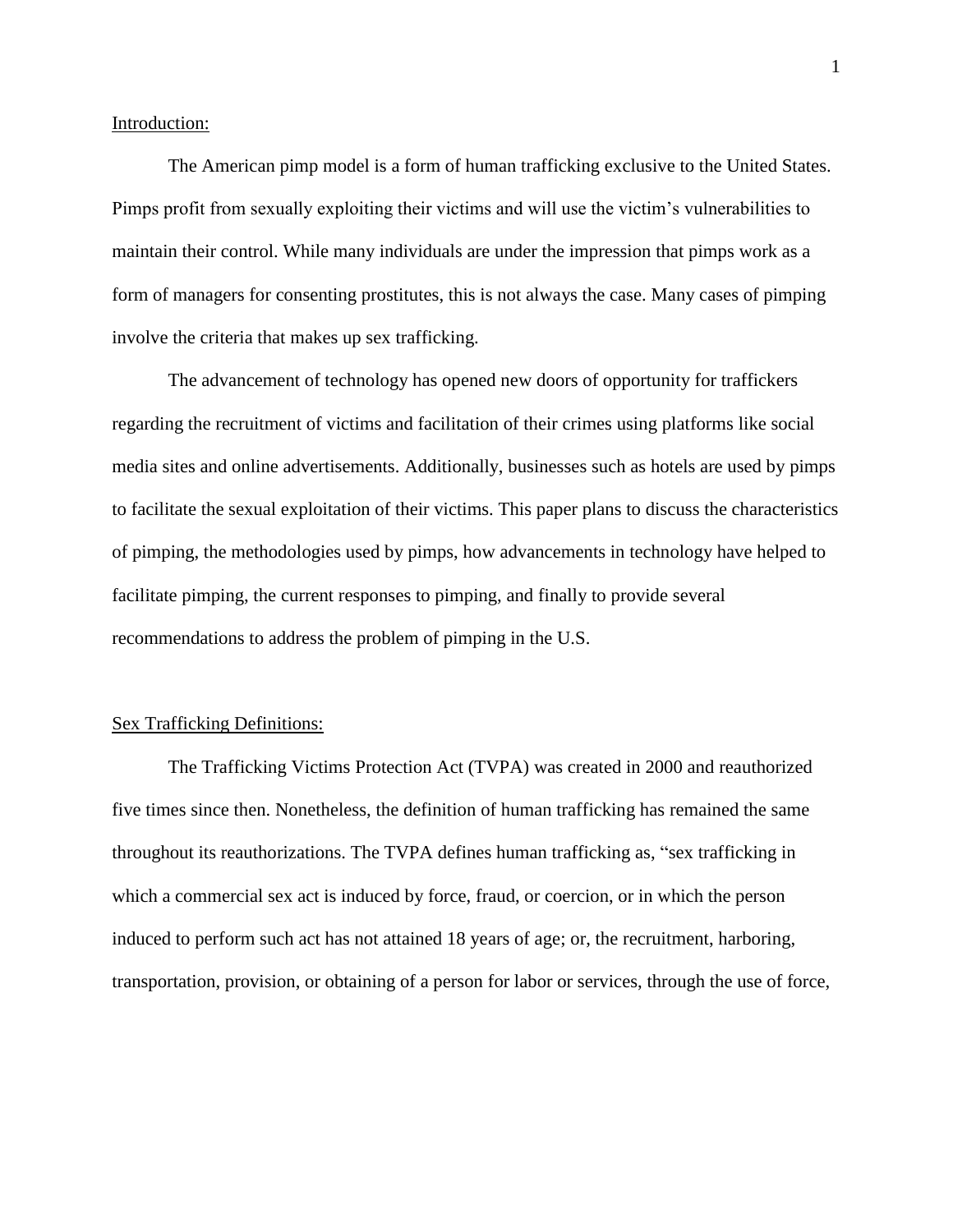Introduction:

The American pimp model is a form of human trafficking exclusive to the United States. Pimps profit from sexually exploiting their victims and will use the victim's vulnerabilities to maintain their control. While many individuals are under the impression that pimps work as a form of managers for consenting prostitutes, this is not always the case. Many cases of pimping involve the criteria that makes up sex trafficking.

The advancement of technology has opened new doors of opportunity for traffickers regarding the recruitment of victims and facilitation of their crimes using platforms like social media sites and online advertisements. Additionally, businesses such as hotels are used by pimps to facilitate the sexual exploitation of their victims. This paper plans to discuss the characteristics of pimping, the methodologies used by pimps, how advancements in technology have helped to facilitate pimping, the current responses to pimping, and finally to provide several recommendations to address the problem of pimping in the U.S.

Sex Trafficking Definitions:

The Trafficking Victims Protection Act (TVPA) was created in 2000 and reauthorized five times since then. Nonetheless, the definition of human trafficking has remained the same throughout its reauthorizations. The TVPA defines human trafficking as, "sex trafficking in which a commercial sex act is induced by force, fraud, or coercion, or in which the person induced to perform such act has not attained 18 years of age; or, the recruitment, harboring, transportation, provision, or obtaining of a person for labor or services, through the use of force,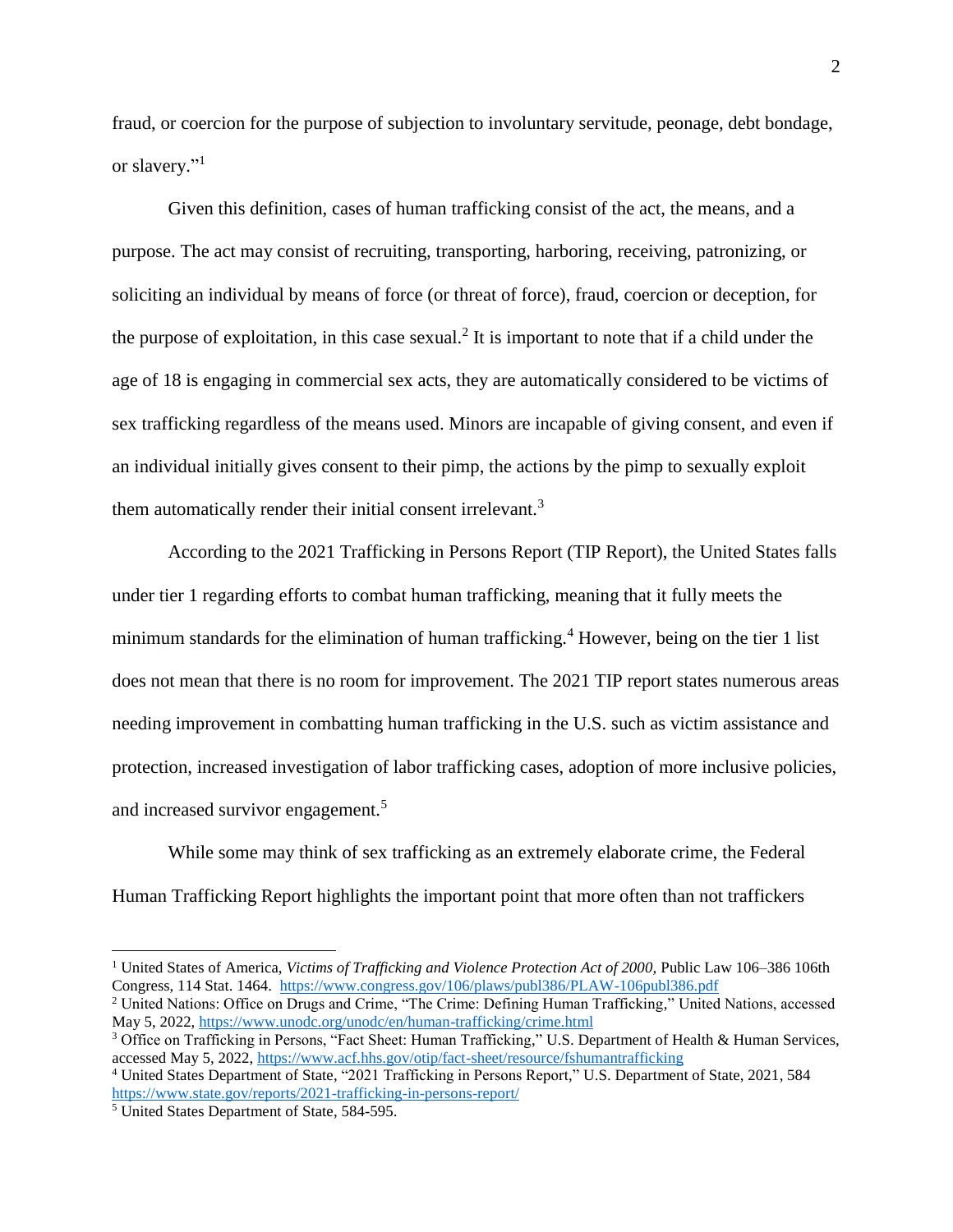fraud, or coercion for the purpose of subjection to involuntary servitude, peonage, debt bondage, or slavery."[1]

Given this definition, cases of human trafficking consist of the act, the means, and a purpose. The act may consist of recruiting, transporting, harboring, receiving, patronizing, or soliciting an individual by means of force (or threat of force), fraud, coercion or deception, for the purpose of exploitation, in this case sexual.[2] It is important to note that if a child under the age of 18 is engaging in commercial sex acts, they are automatically considered to be victims of sex trafficking regardless of the means used. Minors are incapable of giving consent, and even if an individual initially gives consent to their pimp, the actions by the pimp to sexually exploit them automatically render their initial consent irrelevant.[3]

According to the 2021 Trafficking in Persons Report (TIP Report), the United States falls under tier 1 regarding efforts to combat human trafficking, meaning that it fully meets the minimum standards for the elimination of human trafficking.[4] However, being on the tier 1 list does not mean that there is no room for improvement. The 2021 TIP report states numerous areas needing improvement in combatting human trafficking in the U.S. such as victim assistance and protection, increased investigation of labor trafficking cases, adoption of more inclusive policies, and increased survivor engagement.[5]

While some may think of sex trafficking as an extremely elaborate crime, the Federal Human Trafficking Report highlights the important point that more often than not traffickers

---

[1] United States of America, *Victims of Trafficking and Violence Protection Act of 2000,* Public Law 106–386 106th Congress, 114 Stat. 1464. https://www.congress.gov/106/plaws/publ386/PLAW-106publ386.pdf

[2] United Nations: Office on Drugs and Crime, "The Crime: Defining Human Trafficking," United Nations, accessed May 5, 2022, https://www.unodc.org/unodc/en/human-trafficking/crime.html

[3] Office on Trafficking in Persons, "Fact Sheet: Human Trafficking," U.S. Department of Health & Human Services, accessed May 5, 2022, https://www.acf.hhs.gov/otip/fact-sheet/resource/fshumantrafficking

[4] United States Department of State, "2021 Trafficking in Persons Report," U.S. Department of State, 2021, 584 https://www.state.gov/reports/2021-trafficking-in-persons-report/

[5] United States Department of State, 584-595.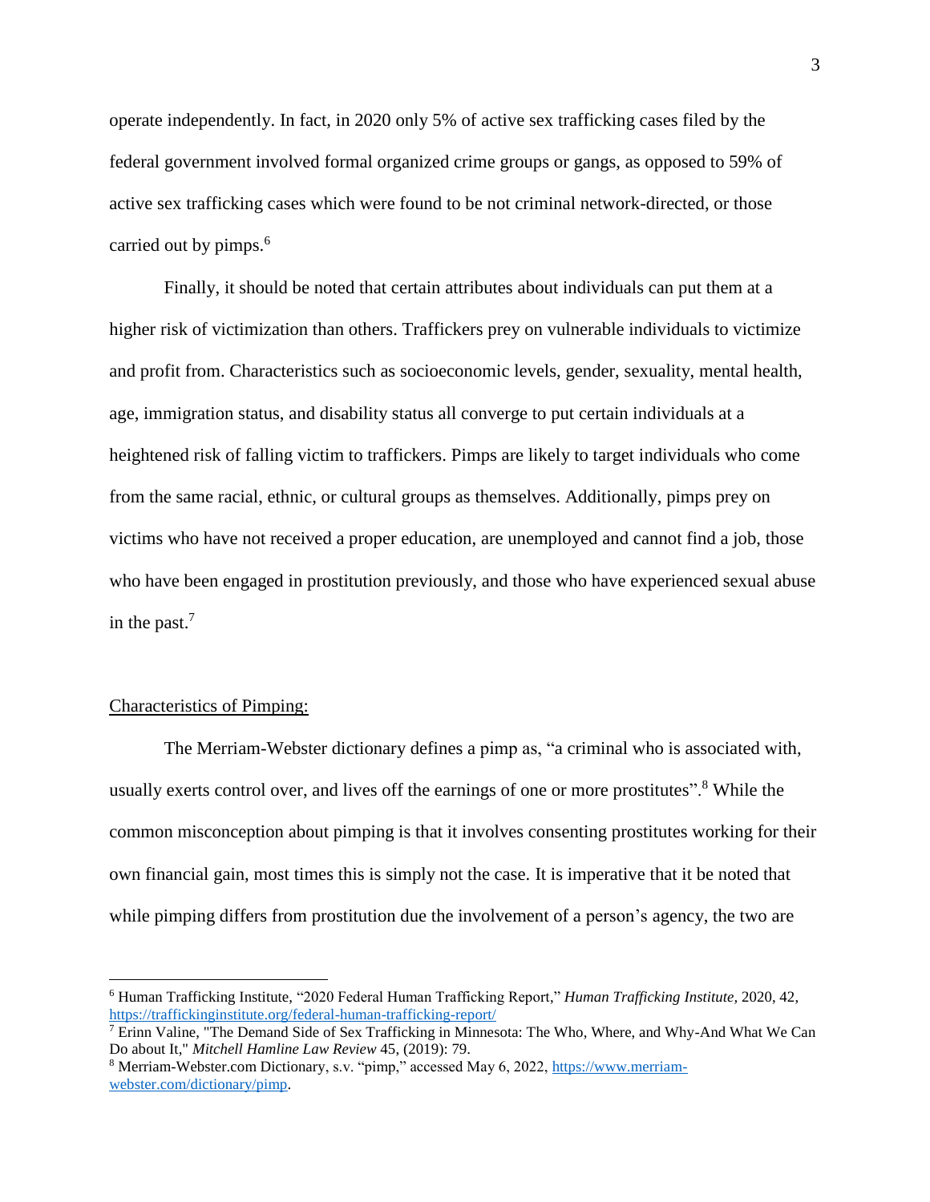operate independently. In fact, in 2020 only 5% of active sex trafficking cases filed by the federal government involved formal organized crime groups or gangs, as opposed to 59% of active sex trafficking cases which were found to be not criminal network-directed, or those carried out by pimps.[6]

Finally, it should be noted that certain attributes about individuals can put them at a higher risk of victimization than others. Traffickers prey on vulnerable individuals to victimize and profit from. Characteristics such as socioeconomic levels, gender, sexuality, mental health, age, immigration status, and disability status all converge to put certain individuals at a heightened risk of falling victim to traffickers. Pimps are likely to target individuals who come from the same racial, ethnic, or cultural groups as themselves. Additionally, pimps prey on victims who have not received a proper education, are unemployed and cannot find a job, those who have been engaged in prostitution previously, and those who have experienced sexual abuse in the past.[7]

## Characteristics of Pimping:

The Merriam-Webster dictionary defines a pimp as, "a criminal who is associated with, usually exerts control over, and lives off the earnings of one or more prostitutes".[8] While the common misconception about pimping is that it involves consenting prostitutes working for their own financial gain, most times this is simply not the case. It is imperative that it be noted that while pimping differs from prostitution due the involvement of a person's agency, the two are

---

[6] Human Trafficking Institute, "2020 Federal Human Trafficking Report," *Human Trafficking Institute,* 2020, 42, https://traffickinginstitute.org/federal-human-trafficking-report/

[7] Erinn Valine, "The Demand Side of Sex Trafficking in Minnesota: The Who, Where, and Why-And What We Can Do about It," *Mitchell Hamline Law Review* 45, (2019): 79.

[8] Merriam-Webster.com Dictionary, s.v. "pimp," accessed May 6, 2022, https://www.merriam-webster.com/dictionary/pimp.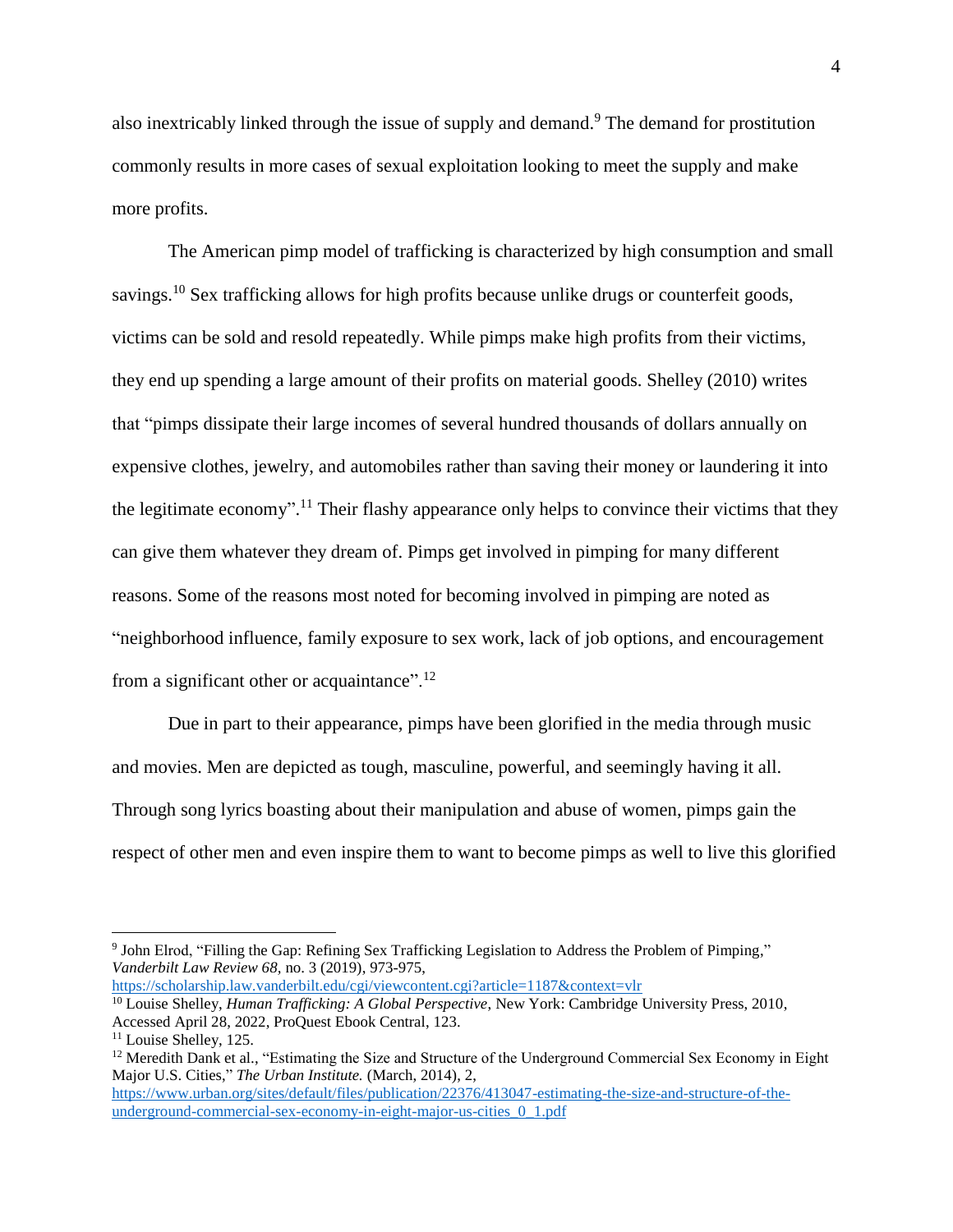also inextricably linked through the issue of supply and demand.[9] The demand for prostitution commonly results in more cases of sexual exploitation looking to meet the supply and make more profits.

The American pimp model of trafficking is characterized by high consumption and small savings.[10] Sex trafficking allows for high profits because unlike drugs or counterfeit goods, victims can be sold and resold repeatedly. While pimps make high profits from their victims, they end up spending a large amount of their profits on material goods. Shelley (2010) writes that "pimps dissipate their large incomes of several hundred thousands of dollars annually on expensive clothes, jewelry, and automobiles rather than saving their money or laundering it into the legitimate economy".[11] Their flashy appearance only helps to convince their victims that they can give them whatever they dream of. Pimps get involved in pimping for many different reasons. Some of the reasons most noted for becoming involved in pimping are noted as "neighborhood influence, family exposure to sex work, lack of job options, and encouragement from a significant other or acquaintance".[12]

Due in part to their appearance, pimps have been glorified in the media through music and movies. Men are depicted as tough, masculine, powerful, and seemingly having it all. Through song lyrics boasting about their manipulation and abuse of women, pimps gain the respect of other men and even inspire them to want to become pimps as well to live this glorified

---

[9] John Elrod, "Filling the Gap: Refining Sex Trafficking Legislation to Address the Problem of Pimping," *Vanderbilt Law Review 68*, no. 3 (2019), 973-975, https://scholarship.law.vanderbilt.edu/cgi/viewcontent.cgi?article=1187&context=vlr

[10] Louise Shelley, *Human Trafficking: A Global Perspective*, New York: Cambridge University Press, 2010, Accessed April 28, 2022, ProQuest Ebook Central, 123.

[11] Louise Shelley, 125.

[12] Meredith Dank et al., "Estimating the Size and Structure of the Underground Commercial Sex Economy in Eight Major U.S. Cities," *The Urban Institute.* (March, 2014), 2, https://www.urban.org/sites/default/files/publication/22376/413047-estimating-the-size-and-structure-of-the-underground-commercial-sex-economy-in-eight-major-us-cities_0_1.pdf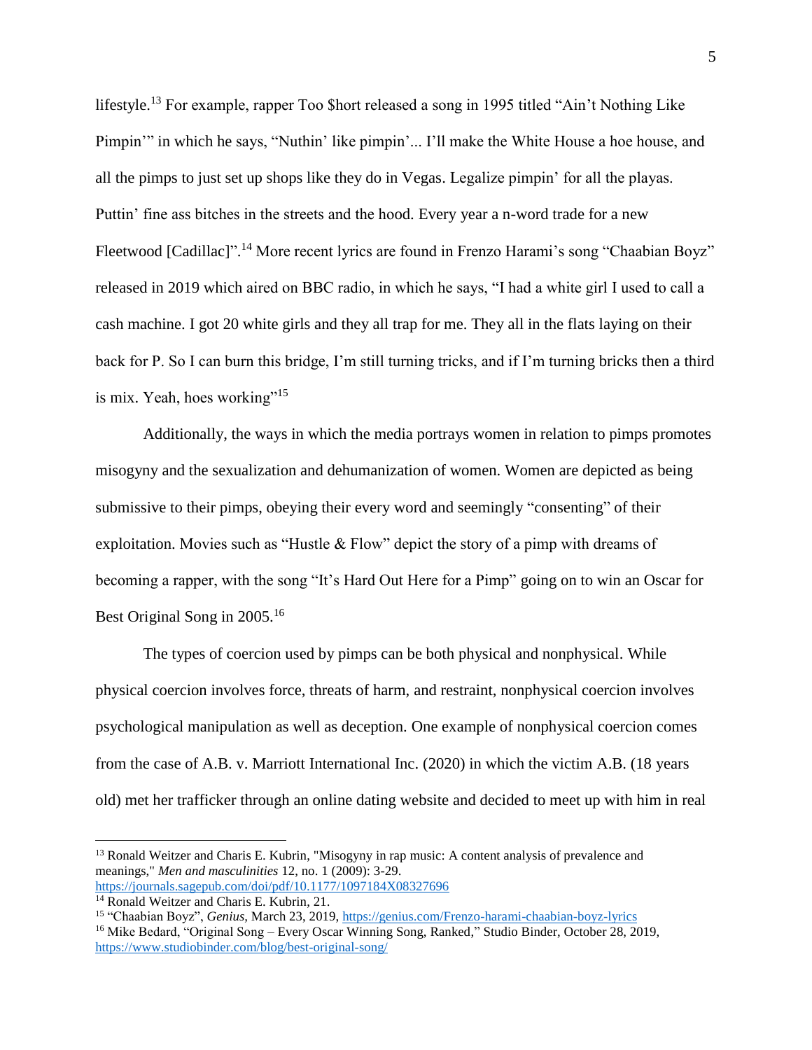lifestyle.[13] For example, rapper Too $hort released a song in 1995 titled "Ain't Nothing Like Pimpin'" in which he says, "Nuthin' like pimpin'... I'll make the White House a hoe house, and all the pimps to just set up shops like they do in Vegas. Legalize pimpin' for all the playas. Puttin' fine ass bitches in the streets and the hood. Every year a n-word trade for a new Fleetwood [Cadillac]".[14] More recent lyrics are found in Frenzo Harami's song "Chaabian Boyz" released in 2019 which aired on BBC radio, in which he says, "I had a white girl I used to call a cash machine. I got 20 white girls and they all trap for me. They all in the flats laying on their back for P. So I can burn this bridge, I'm still turning tricks, and if I'm turning bricks then a third is mix. Yeah, hoes working"[15]

Additionally, the ways in which the media portrays women in relation to pimps promotes misogyny and the sexualization and dehumanization of women. Women are depicted as being submissive to their pimps, obeying their every word and seemingly "consenting" of their exploitation. Movies such as "Hustle & Flow" depict the story of a pimp with dreams of becoming a rapper, with the song "It's Hard Out Here for a Pimp" going on to win an Oscar for Best Original Song in 2005.[16]

The types of coercion used by pimps can be both physical and nonphysical. While physical coercion involves force, threats of harm, and restraint, nonphysical coercion involves psychological manipulation as well as deception. One example of nonphysical coercion comes from the case of A.B. v. Marriott International Inc. (2020) in which the victim A.B. (18 years old) met her trafficker through an online dating website and decided to meet up with him in real

---

[13] Ronald Weitzer and Charis E. Kubrin, "Misogyny in rap music: A content analysis of prevalence and meanings," *Men and masculinities* 12, no. 1 (2009): 3-29. https://journals.sagepub.com/doi/pdf/10.1177/1097184X08327696

[14] Ronald Weitzer and Charis E. Kubrin, 21.

[15] "Chaabian Boyz", *Genius*, March 23, 2019, https://genius.com/Frenzo-harami-chaabian-boyz-lyrics

[16] Mike Bedard, "Original Song – Every Oscar Winning Song, Ranked," Studio Binder, October 28, 2019, https://www.studiobinder.com/blog/best-original-song/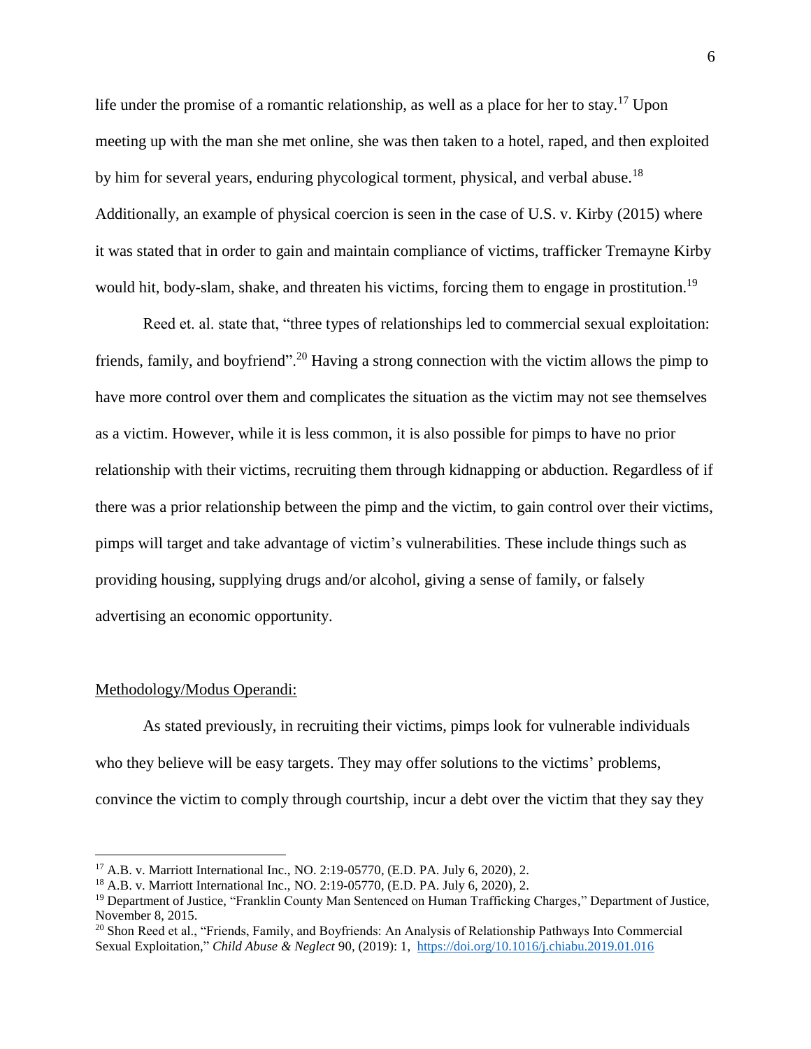life under the promise of a romantic relationship, as well as a place for her to stay.[17] Upon meeting up with the man she met online, she was then taken to a hotel, raped, and then exploited by him for several years, enduring phycological torment, physical, and verbal abuse.[18] Additionally, an example of physical coercion is seen in the case of U.S. v. Kirby (2015) where it was stated that in order to gain and maintain compliance of victims, trafficker Tremayne Kirby would hit, body-slam, shake, and threaten his victims, forcing them to engage in prostitution.[19]

Reed et. al. state that, "three types of relationships led to commercial sexual exploitation: friends, family, and boyfriend".[20] Having a strong connection with the victim allows the pimp to have more control over them and complicates the situation as the victim may not see themselves as a victim. However, while it is less common, it is also possible for pimps to have no prior relationship with their victims, recruiting them through kidnapping or abduction. Regardless of if there was a prior relationship between the pimp and the victim, to gain control over their victims, pimps will target and take advantage of victim's vulnerabilities. These include things such as providing housing, supplying drugs and/or alcohol, giving a sense of family, or falsely advertising an economic opportunity.

<u>Methodology/Modus Operandi:</u>

As stated previously, in recruiting their victims, pimps look for vulnerable individuals who they believe will be easy targets. They may offer solutions to the victims' problems, convince the victim to comply through courtship, incur a debt over the victim that they say they

---

[17] A.B. v. Marriott International Inc., NO. 2:19-05770, (E.D. PA. July 6, 2020), 2.

[18] A.B. v. Marriott International Inc., NO. 2:19-05770, (E.D. PA. July 6, 2020), 2.

[19] Department of Justice, "Franklin County Man Sentenced on Human Trafficking Charges," Department of Justice, November 8, 2015.

[20] Shon Reed et al., "Friends, Family, and Boyfriends: An Analysis of Relationship Pathways Into Commercial Sexual Exploitation," *Child Abuse & Neglect* 90, (2019): 1, https://doi.org/10.1016/j.chiabu.2019.01.016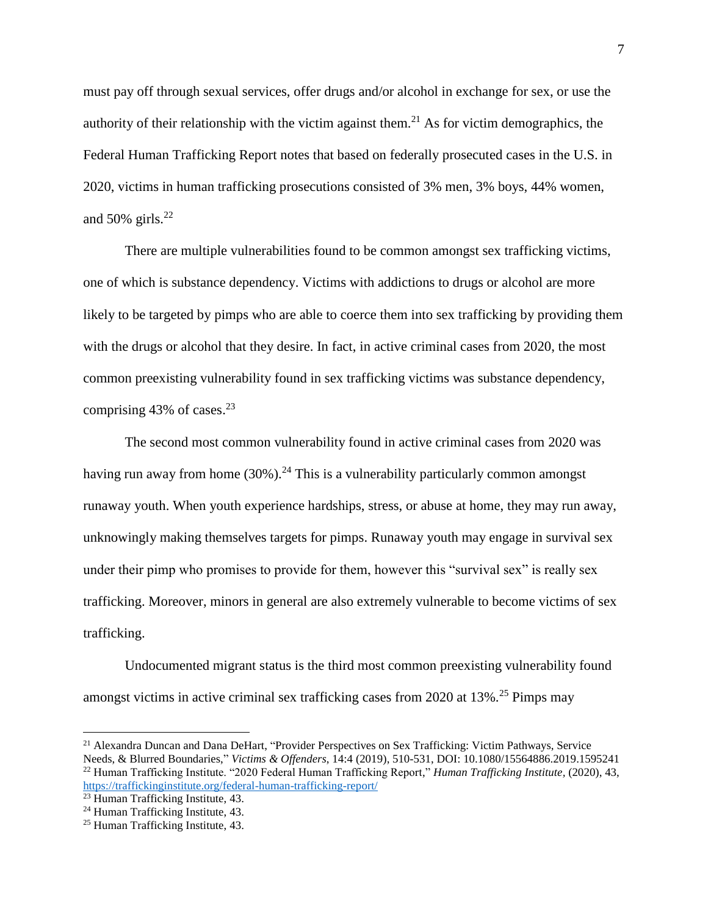must pay off through sexual services, offer drugs and/or alcohol in exchange for sex, or use the authority of their relationship with the victim against them.[21] As for victim demographics, the Federal Human Trafficking Report notes that based on federally prosecuted cases in the U.S. in 2020, victims in human trafficking prosecutions consisted of 3% men, 3% boys, 44% women, and 50% girls.[22]

There are multiple vulnerabilities found to be common amongst sex trafficking victims, one of which is substance dependency. Victims with addictions to drugs or alcohol are more likely to be targeted by pimps who are able to coerce them into sex trafficking by providing them with the drugs or alcohol that they desire. In fact, in active criminal cases from 2020, the most common preexisting vulnerability found in sex trafficking victims was substance dependency, comprising 43% of cases.[23]

The second most common vulnerability found in active criminal cases from 2020 was having run away from home (30%).[24] This is a vulnerability particularly common amongst runaway youth. When youth experience hardships, stress, or abuse at home, they may run away, unknowingly making themselves targets for pimps. Runaway youth may engage in survival sex under their pimp who promises to provide for them, however this "survival sex" is really sex trafficking. Moreover, minors in general are also extremely vulnerable to become victims of sex trafficking.

Undocumented migrant status is the third most common preexisting vulnerability found amongst victims in active criminal sex trafficking cases from 2020 at 13%.[25] Pimps may

---

[21] Alexandra Duncan and Dana DeHart, "Provider Perspectives on Sex Trafficking: Victim Pathways, Service Needs, & Blurred Boundaries," *Victims & Offenders*, 14:4 (2019), 510-531, DOI: 10.1080/15564886.2019.1595241

[22] Human Trafficking Institute. "2020 Federal Human Trafficking Report," *Human Trafficking Institute*, (2020), 43, https://traffickinginstitute.org/federal-human-trafficking-report/

[23] Human Trafficking Institute, 43.

[24] Human Trafficking Institute, 43.

[25] Human Trafficking Institute, 43.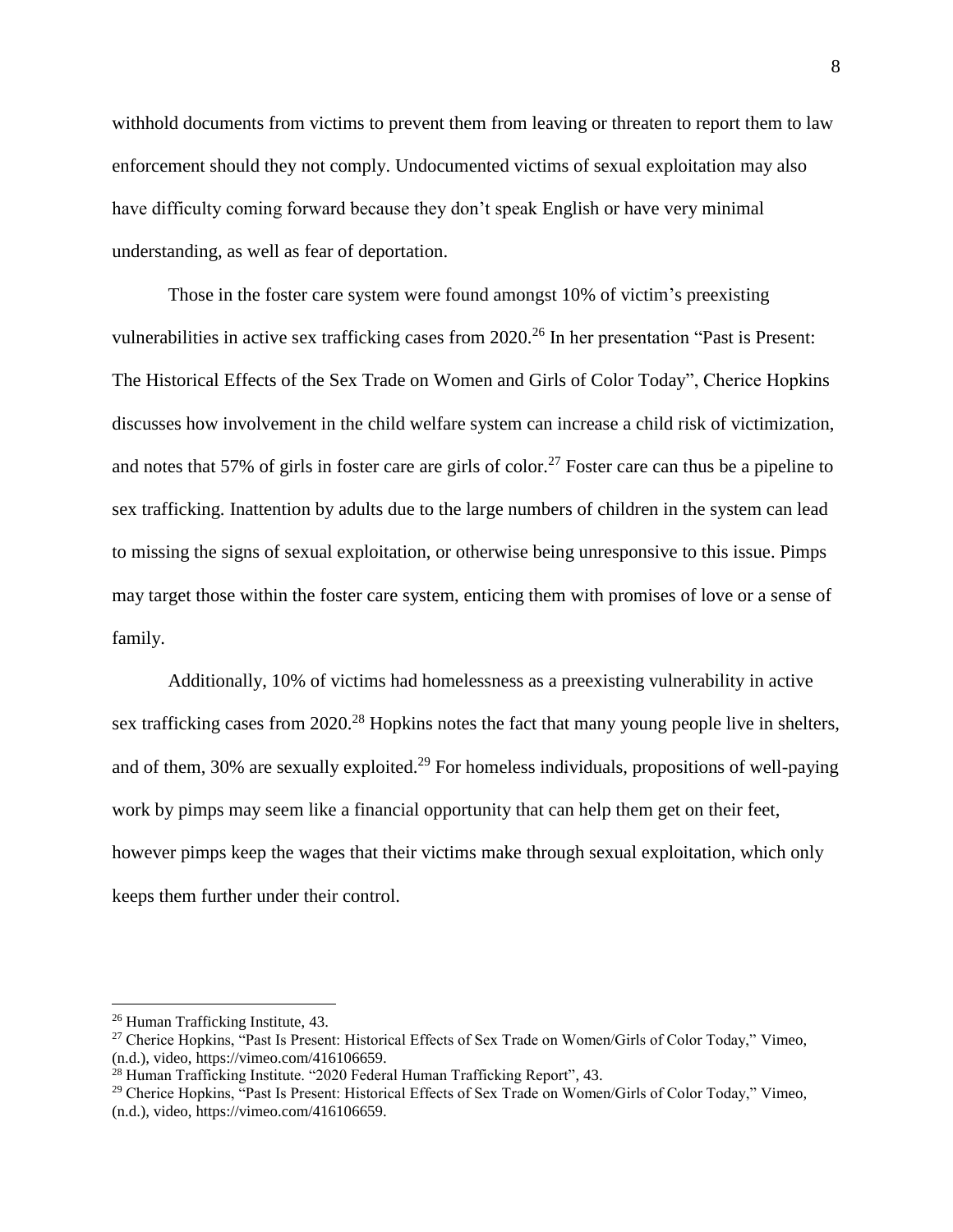withhold documents from victims to prevent them from leaving or threaten to report them to law enforcement should they not comply. Undocumented victims of sexual exploitation may also have difficulty coming forward because they don't speak English or have very minimal understanding, as well as fear of deportation.

Those in the foster care system were found amongst 10% of victim's preexisting vulnerabilities in active sex trafficking cases from 2020.[26] In her presentation "Past is Present: The Historical Effects of the Sex Trade on Women and Girls of Color Today", Cherice Hopkins discusses how involvement in the child welfare system can increase a child risk of victimization, and notes that 57% of girls in foster care are girls of color.[27] Foster care can thus be a pipeline to sex trafficking. Inattention by adults due to the large numbers of children in the system can lead to missing the signs of sexual exploitation, or otherwise being unresponsive to this issue. Pimps may target those within the foster care system, enticing them with promises of love or a sense of family.

Additionally, 10% of victims had homelessness as a preexisting vulnerability in active sex trafficking cases from 2020.[28] Hopkins notes the fact that many young people live in shelters, and of them, 30% are sexually exploited.[29] For homeless individuals, propositions of well-paying work by pimps may seem like a financial opportunity that can help them get on their feet, however pimps keep the wages that their victims make through sexual exploitation, which only keeps them further under their control.

---

[26] Human Trafficking Institute, 43.

[27] Cherice Hopkins, "Past Is Present: Historical Effects of Sex Trade on Women/Girls of Color Today," Vimeo, (n.d.), video, https://vimeo.com/416106659.

[28] Human Trafficking Institute. "2020 Federal Human Trafficking Report", 43.

[29] Cherice Hopkins, "Past Is Present: Historical Effects of Sex Trade on Women/Girls of Color Today," Vimeo, (n.d.), video, https://vimeo.com/416106659.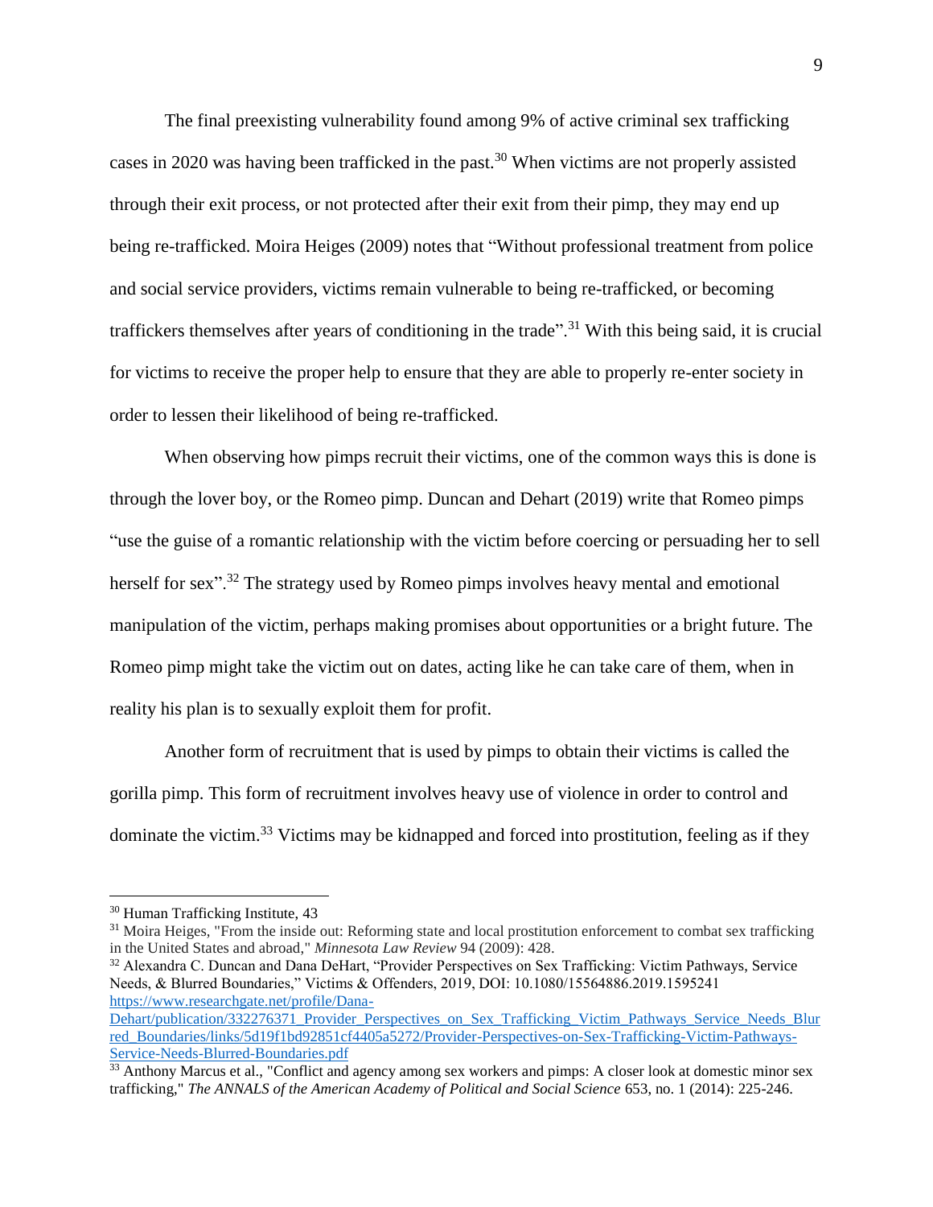The final preexisting vulnerability found among 9% of active criminal sex trafficking cases in 2020 was having been trafficked in the past.[30] When victims are not properly assisted through their exit process, or not protected after their exit from their pimp, they may end up being re-trafficked. Moira Heiges (2009) notes that "Without professional treatment from police and social service providers, victims remain vulnerable to being re-trafficked, or becoming traffickers themselves after years of conditioning in the trade".[31] With this being said, it is crucial for victims to receive the proper help to ensure that they are able to properly re-enter society in order to lessen their likelihood of being re-trafficked.

When observing how pimps recruit their victims, one of the common ways this is done is through the lover boy, or the Romeo pimp. Duncan and Dehart (2019) write that Romeo pimps "use the guise of a romantic relationship with the victim before coercing or persuading her to sell herself for sex".[32] The strategy used by Romeo pimps involves heavy mental and emotional manipulation of the victim, perhaps making promises about opportunities or a bright future. The Romeo pimp might take the victim out on dates, acting like he can take care of them, when in reality his plan is to sexually exploit them for profit.

Another form of recruitment that is used by pimps to obtain their victims is called the gorilla pimp. This form of recruitment involves heavy use of violence in order to control and dominate the victim.[33] Victims may be kidnapped and forced into prostitution, feeling as if they

---

[30] Human Trafficking Institute, 43

[31] Moira Heiges, "From the inside out: Reforming state and local prostitution enforcement to combat sex trafficking in the United States and abroad," *Minnesota Law Review* 94 (2009): 428.

[32] Alexandra C. Duncan and Dana DeHart, "Provider Perspectives on Sex Trafficking: Victim Pathways, Service Needs, & Blurred Boundaries," Victims & Offenders, 2019, DOI: 10.1080/15564886.2019.1595241 https://www.researchgate.net/profile/Dana-Dehart/publication/332276371_Provider_Perspectives_on_Sex_Trafficking_Victim_Pathways_Service_Needs_Blurred_Boundaries/links/5d19f1bd92851cf4405a5272/Provider-Perspectives-on-Sex-Trafficking-Victim-Pathways-Service-Needs-Blurred-Boundaries.pdf

[33] Anthony Marcus et al., "Conflict and agency among sex workers and pimps: A closer look at domestic minor sex trafficking," *The ANNALS of the American Academy of Political and Social Science* 653, no. 1 (2014): 225-246.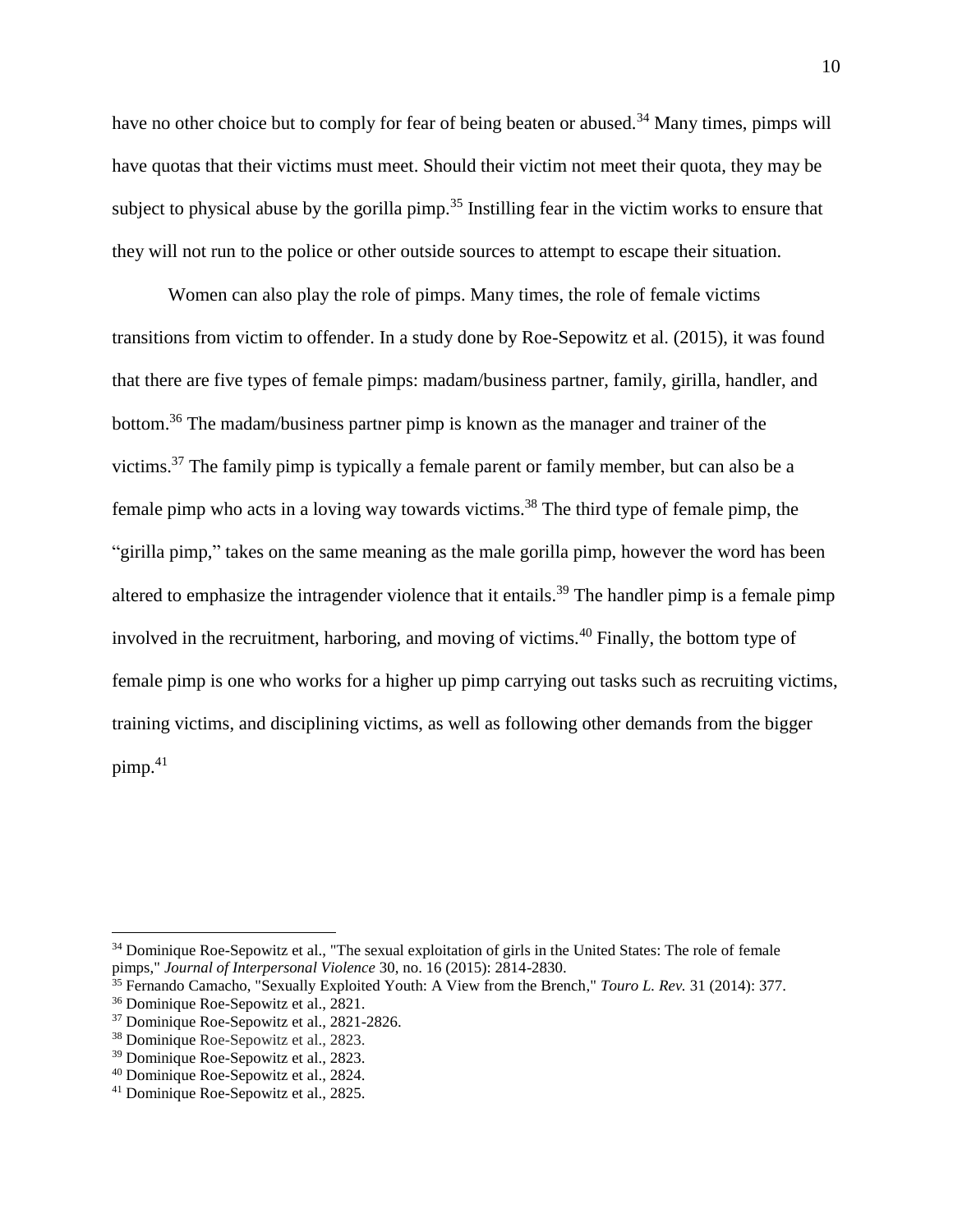have no other choice but to comply for fear of being beaten or abused.[34] Many times, pimps will have quotas that their victims must meet. Should their victim not meet their quota, they may be subject to physical abuse by the gorilla pimp.[35] Instilling fear in the victim works to ensure that they will not run to the police or other outside sources to attempt to escape their situation.

Women can also play the role of pimps. Many times, the role of female victims transitions from victim to offender. In a study done by Roe-Sepowitz et al. (2015), it was found that there are five types of female pimps: madam/business partner, family, girilla, handler, and bottom.[36] The madam/business partner pimp is known as the manager and trainer of the victims.[37] The family pimp is typically a female parent or family member, but can also be a female pimp who acts in a loving way towards victims.[38] The third type of female pimp, the "girilla pimp," takes on the same meaning as the male gorilla pimp, however the word has been altered to emphasize the intragender violence that it entails.[39] The handler pimp is a female pimp involved in the recruitment, harboring, and moving of victims.[40] Finally, the bottom type of female pimp is one who works for a higher up pimp carrying out tasks such as recruiting victims, training victims, and disciplining victims, as well as following other demands from the bigger pimp.[41]

---

[34] Dominique Roe-Sepowitz et al., "The sexual exploitation of girls in the United States: The role of female pimps," *Journal of Interpersonal Violence* 30, no. 16 (2015): 2814-2830.

[35] Fernando Camacho, "Sexually Exploited Youth: A View from the Brench," *Touro L. Rev.* 31 (2014): 377.

[36] Dominique Roe-Sepowitz et al., 2821.

[37] Dominique Roe-Sepowitz et al., 2821-2826.

[38] Dominique Roe-Sepowitz et al., 2823.

[39] Dominique Roe-Sepowitz et al., 2823.

[40] Dominique Roe-Sepowitz et al., 2824.

[41] Dominique Roe-Sepowitz et al., 2825.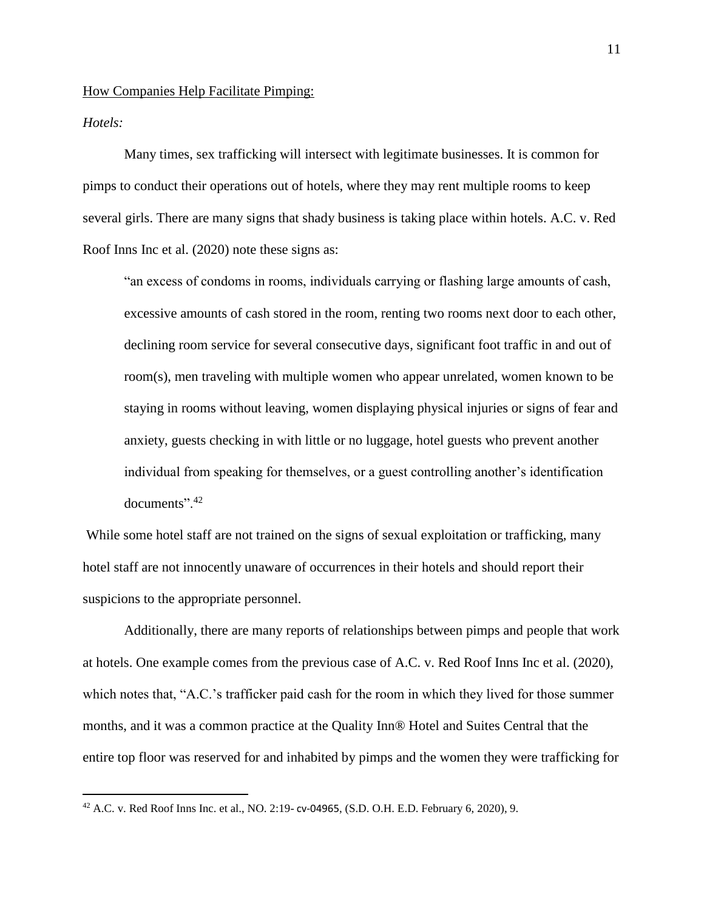<u>How Companies Help Facilitate Pimping:</u>

*Hotels:*

Many times, sex trafficking will intersect with legitimate businesses. It is common for pimps to conduct their operations out of hotels, where they may rent multiple rooms to keep several girls. There are many signs that shady business is taking place within hotels. A.C. v. Red Roof Inns Inc et al. (2020) note these signs as:

> "an excess of condoms in rooms, individuals carrying or flashing large amounts of cash, excessive amounts of cash stored in the room, renting two rooms next door to each other, declining room service for several consecutive days, significant foot traffic in and out of room(s), men traveling with multiple women who appear unrelated, women known to be staying in rooms without leaving, women displaying physical injuries or signs of fear and anxiety, guests checking in with little or no luggage, hotel guests who prevent another individual from speaking for themselves, or a guest controlling another's identification documents".[42]

While some hotel staff are not trained on the signs of sexual exploitation or trafficking, many hotel staff are not innocently unaware of occurrences in their hotels and should report their suspicions to the appropriate personnel.

Additionally, there are many reports of relationships between pimps and people that work at hotels. One example comes from the previous case of A.C. v. Red Roof Inns Inc et al. (2020), which notes that, "A.C.'s trafficker paid cash for the room in which they lived for those summer months, and it was a common practice at the Quality Inn® Hotel and Suites Central that the entire top floor was reserved for and inhabited by pimps and the women they were trafficking for

---

[42] A.C. v. Red Roof Inns Inc. et al., NO. 2:19- cv-04965, (S.D. O.H. E.D. February 6, 2020), 9.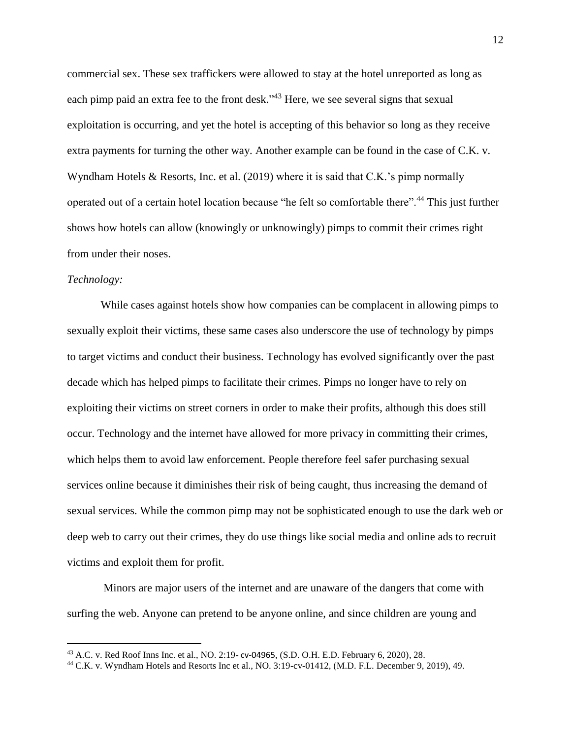commercial sex. These sex traffickers were allowed to stay at the hotel unreported as long as each pimp paid an extra fee to the front desk."[43] Here, we see several signs that sexual exploitation is occurring, and yet the hotel is accepting of this behavior so long as they receive extra payments for turning the other way. Another example can be found in the case of C.K. v. Wyndham Hotels & Resorts, Inc. et al. (2019) where it is said that C.K.'s pimp normally operated out of a certain hotel location because "he felt so comfortable there".[44] This just further shows how hotels can allow (knowingly or unknowingly) pimps to commit their crimes right from under their noses.

*Technology:*

While cases against hotels show how companies can be complacent in allowing pimps to sexually exploit their victims, these same cases also underscore the use of technology by pimps to target victims and conduct their business. Technology has evolved significantly over the past decade which has helped pimps to facilitate their crimes. Pimps no longer have to rely on exploiting their victims on street corners in order to make their profits, although this does still occur. Technology and the internet have allowed for more privacy in committing their crimes, which helps them to avoid law enforcement. People therefore feel safer purchasing sexual services online because it diminishes their risk of being caught, thus increasing the demand of sexual services. While the common pimp may not be sophisticated enough to use the dark web or deep web to carry out their crimes, they do use things like social media and online ads to recruit victims and exploit them for profit.

Minors are major users of the internet and are unaware of the dangers that come with surfing the web. Anyone can pretend to be anyone online, and since children are young and

---

[43] A.C. v. Red Roof Inns Inc. et al., NO. 2:19- cv-04965, (S.D. O.H. E.D. February 6, 2020), 28.

[44] C.K. v. Wyndham Hotels and Resorts Inc et al., NO. 3:19-cv-01412, (M.D. F.L. December 9, 2019), 49.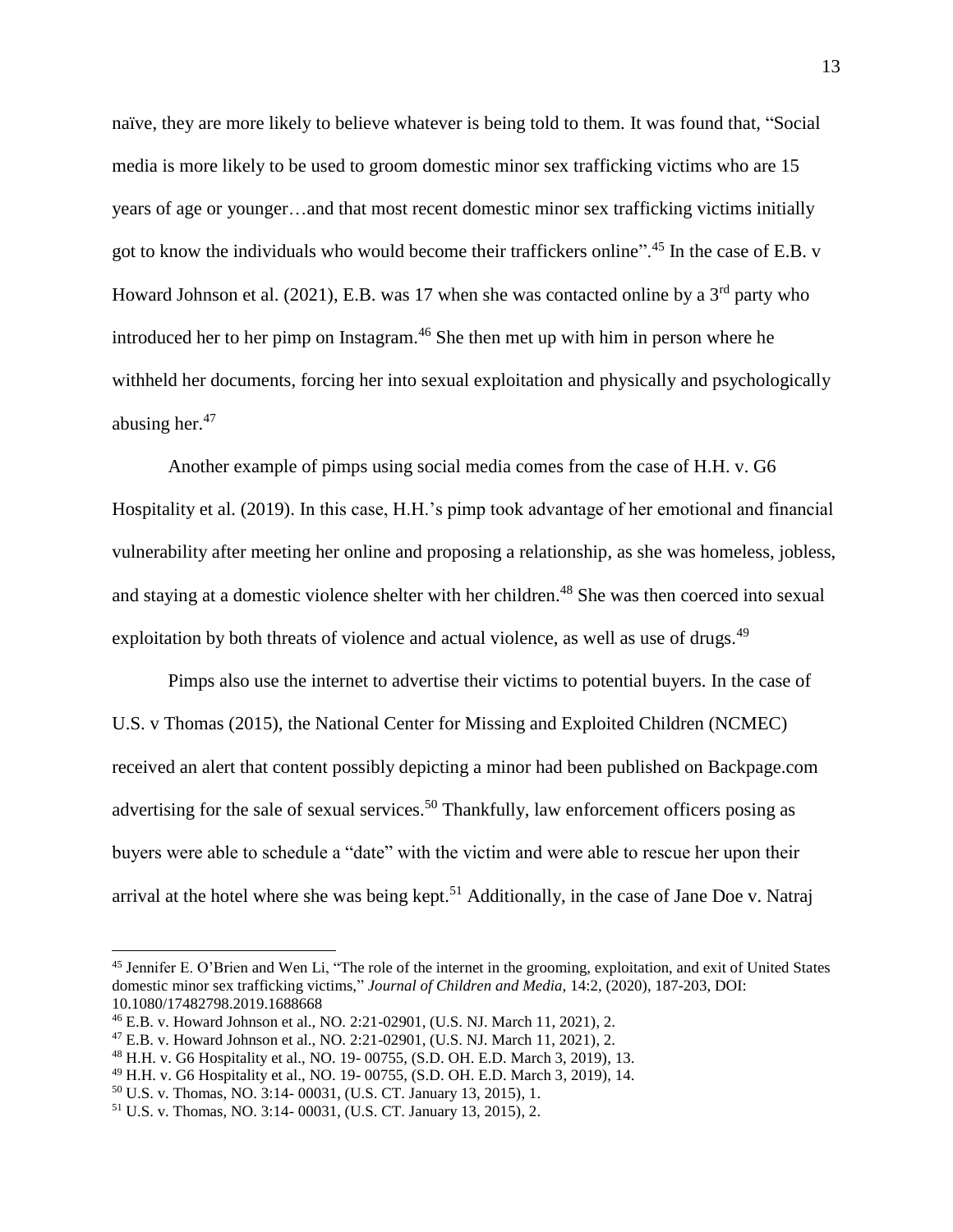naïve, they are more likely to believe whatever is being told to them. It was found that, "Social media is more likely to be used to groom domestic minor sex trafficking victims who are 15 years of age or younger…and that most recent domestic minor sex trafficking victims initially got to know the individuals who would become their traffickers online".[45] In the case of E.B. v Howard Johnson et al. (2021), E.B. was 17 when she was contacted online by a 3rd party who introduced her to her pimp on Instagram.[46] She then met up with him in person where he withheld her documents, forcing her into sexual exploitation and physically and psychologically abusing her.[47]

Another example of pimps using social media comes from the case of H.H. v. G6 Hospitality et al. (2019). In this case, H.H.'s pimp took advantage of her emotional and financial vulnerability after meeting her online and proposing a relationship, as she was homeless, jobless, and staying at a domestic violence shelter with her children.[48] She was then coerced into sexual exploitation by both threats of violence and actual violence, as well as use of drugs.[49]

Pimps also use the internet to advertise their victims to potential buyers. In the case of U.S. v Thomas (2015), the National Center for Missing and Exploited Children (NCMEC) received an alert that content possibly depicting a minor had been published on Backpage.com advertising for the sale of sexual services.[50] Thankfully, law enforcement officers posing as buyers were able to schedule a "date" with the victim and were able to rescue her upon their arrival at the hotel where she was being kept.[51] Additionally, in the case of Jane Doe v. Natraj

---

[45] Jennifer E. O'Brien and Wen Li, "The role of the internet in the grooming, exploitation, and exit of United States domestic minor sex trafficking victims," *Journal of Children and Media*, 14:2, (2020), 187-203, DOI: 10.1080/17482798.2019.1688668

[46] E.B. v. Howard Johnson et al., NO. 2:21-02901, (U.S. NJ. March 11, 2021), 2.

[47] E.B. v. Howard Johnson et al., NO. 2:21-02901, (U.S. NJ. March 11, 2021), 2.

[48] H.H. v. G6 Hospitality et al., NO. 19- 00755, (S.D. OH. E.D. March 3, 2019), 13.

[49] H.H. v. G6 Hospitality et al., NO. 19- 00755, (S.D. OH. E.D. March 3, 2019), 14.

[50] U.S. v. Thomas, NO. 3:14- 00031, (U.S. CT. January 13, 2015), 1.

[51] U.S. v. Thomas, NO. 3:14- 00031, (U.S. CT. January 13, 2015), 2.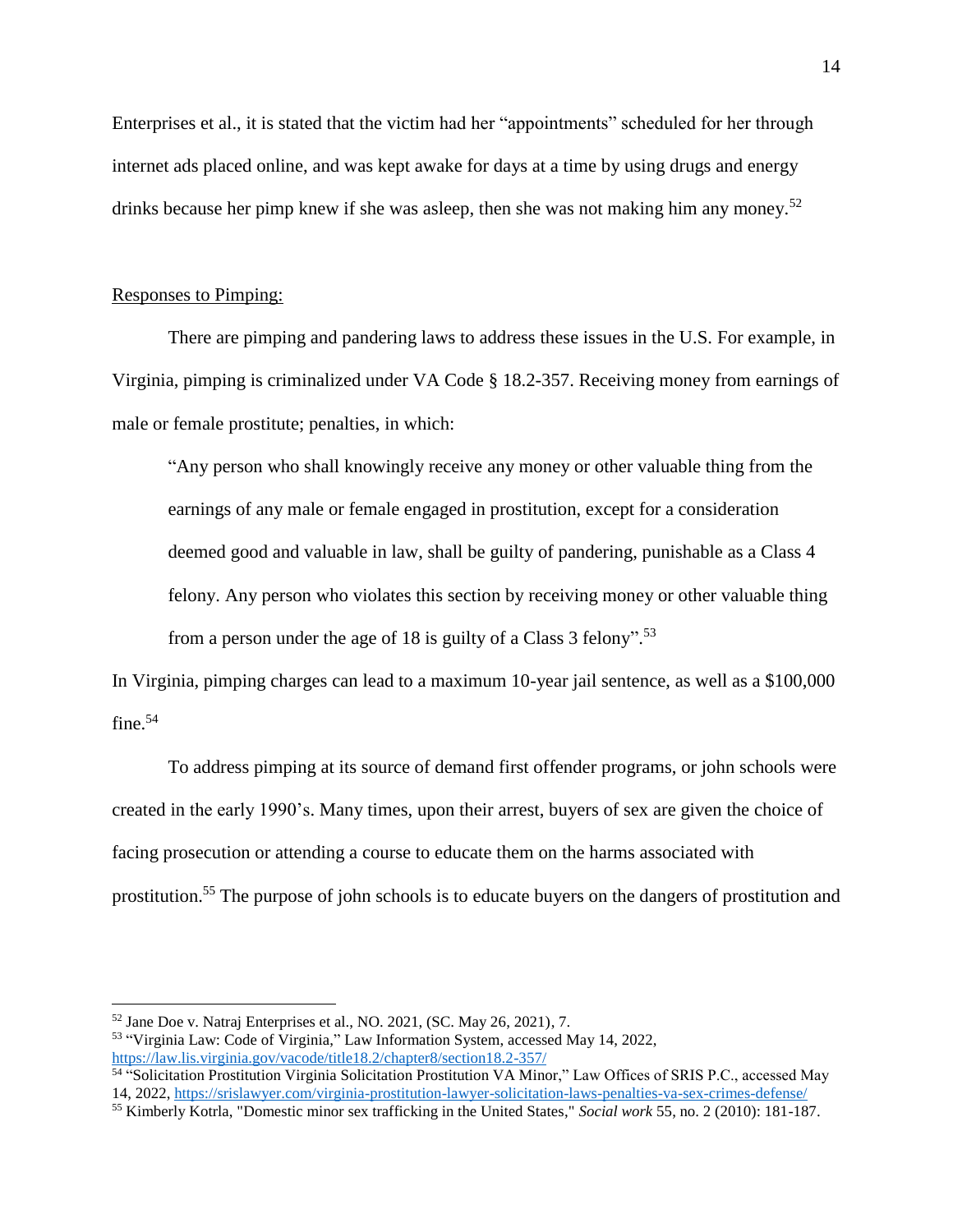Enterprises et al., it is stated that the victim had her "appointments" scheduled for her through internet ads placed online, and was kept awake for days at a time by using drugs and energy drinks because her pimp knew if she was asleep, then she was not making him any money.[52]

Responses to Pimping:

There are pimping and pandering laws to address these issues in the U.S. For example, in Virginia, pimping is criminalized under VA Code § 18.2-357. Receiving money from earnings of male or female prostitute; penalties, in which:

> "Any person who shall knowingly receive any money or other valuable thing from the earnings of any male or female engaged in prostitution, except for a consideration deemed good and valuable in law, shall be guilty of pandering, punishable as a Class 4 felony. Any person who violates this section by receiving money or other valuable thing from a person under the age of 18 is guilty of a Class 3 felony".[53]

In Virginia, pimping charges can lead to a maximum 10-year jail sentence, as well as a $100,000 fine.[54]

To address pimping at its source of demand first offender programs, or john schools were created in the early 1990's. Many times, upon their arrest, buyers of sex are given the choice of facing prosecution or attending a course to educate them on the harms associated with prostitution.[55] The purpose of john schools is to educate buyers on the dangers of prostitution and

---

[52] Jane Doe v. Natraj Enterprises et al., NO. 2021, (SC. May 26, 2021), 7.

[53] "Virginia Law: Code of Virginia," Law Information System, accessed May 14, 2022, https://law.lis.virginia.gov/vacode/title18.2/chapter8/section18.2-357/

[54] "Solicitation Prostitution Virginia Solicitation Prostitution VA Minor," Law Offices of SRIS P.C., accessed May 14, 2022, https://srislawyer.com/virginia-prostitution-lawyer-solicitation-laws-penalties-va-sex-crimes-defense/

[55] Kimberly Kotrla, "Domestic minor sex trafficking in the United States," *Social work* 55, no. 2 (2010): 181-187.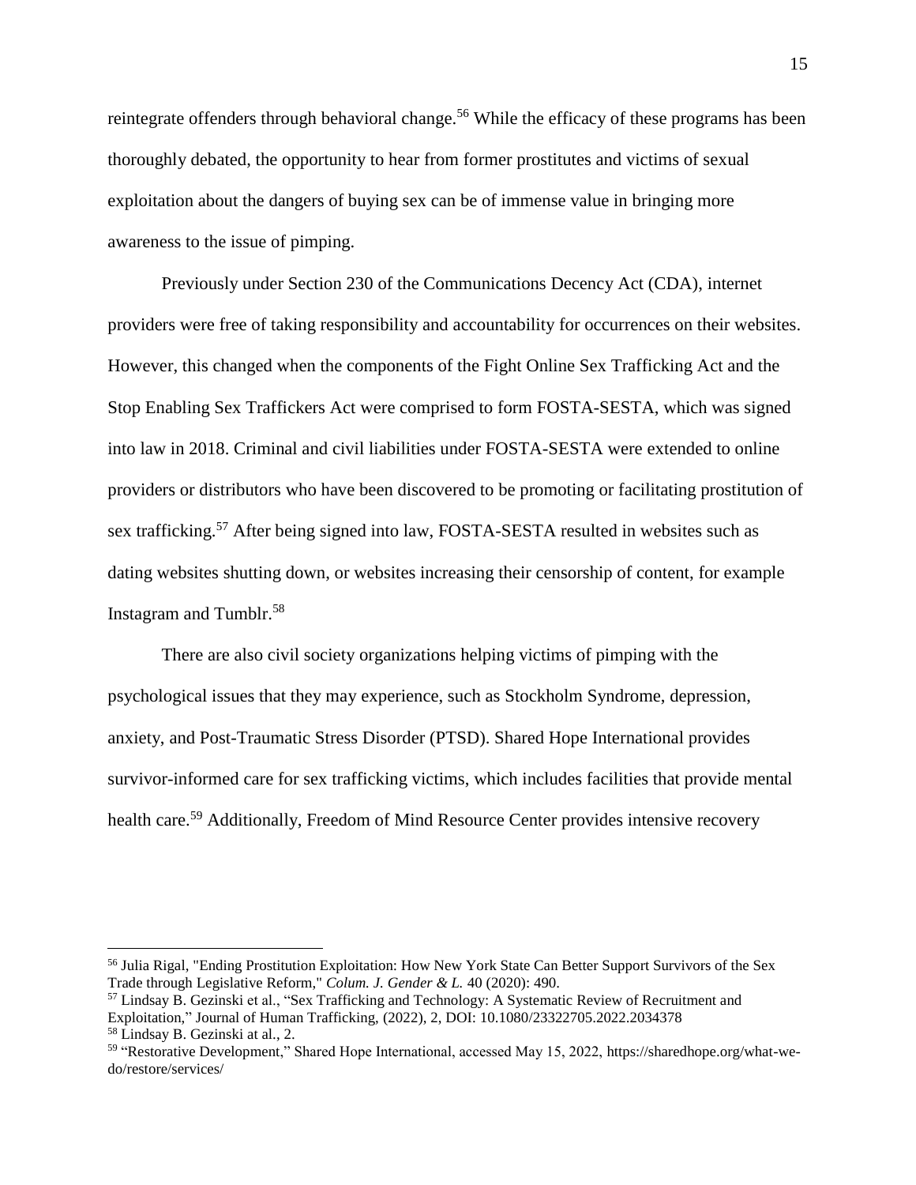reintegrate offenders through behavioral change.[56] While the efficacy of these programs has been thoroughly debated, the opportunity to hear from former prostitutes and victims of sexual exploitation about the dangers of buying sex can be of immense value in bringing more awareness to the issue of pimping.

Previously under Section 230 of the Communications Decency Act (CDA), internet providers were free of taking responsibility and accountability for occurrences on their websites. However, this changed when the components of the Fight Online Sex Trafficking Act and the Stop Enabling Sex Traffickers Act were comprised to form FOSTA-SESTA, which was signed into law in 2018. Criminal and civil liabilities under FOSTA-SESTA were extended to online providers or distributors who have been discovered to be promoting or facilitating prostitution of sex trafficking.[57] After being signed into law, FOSTA-SESTA resulted in websites such as dating websites shutting down, or websites increasing their censorship of content, for example Instagram and Tumblr.[58]

There are also civil society organizations helping victims of pimping with the psychological issues that they may experience, such as Stockholm Syndrome, depression, anxiety, and Post-Traumatic Stress Disorder (PTSD). Shared Hope International provides survivor-informed care for sex trafficking victims, which includes facilities that provide mental health care.[59] Additionally, Freedom of Mind Resource Center provides intensive recovery

---

[56] Julia Rigal, "Ending Prostitution Exploitation: How New York State Can Better Support Survivors of the Sex Trade through Legislative Reform," *Colum. J. Gender & L.* 40 (2020): 490.

[57] Lindsay B. Gezinski et al., "Sex Trafficking and Technology: A Systematic Review of Recruitment and Exploitation," Journal of Human Trafficking, (2022), 2, DOI: 10.1080/23322705.2022.2034378

[58] Lindsay B. Gezinski at al., 2.

[59] "Restorative Development," Shared Hope International, accessed May 15, 2022, https://sharedhope.org/what-we-do/restore/services/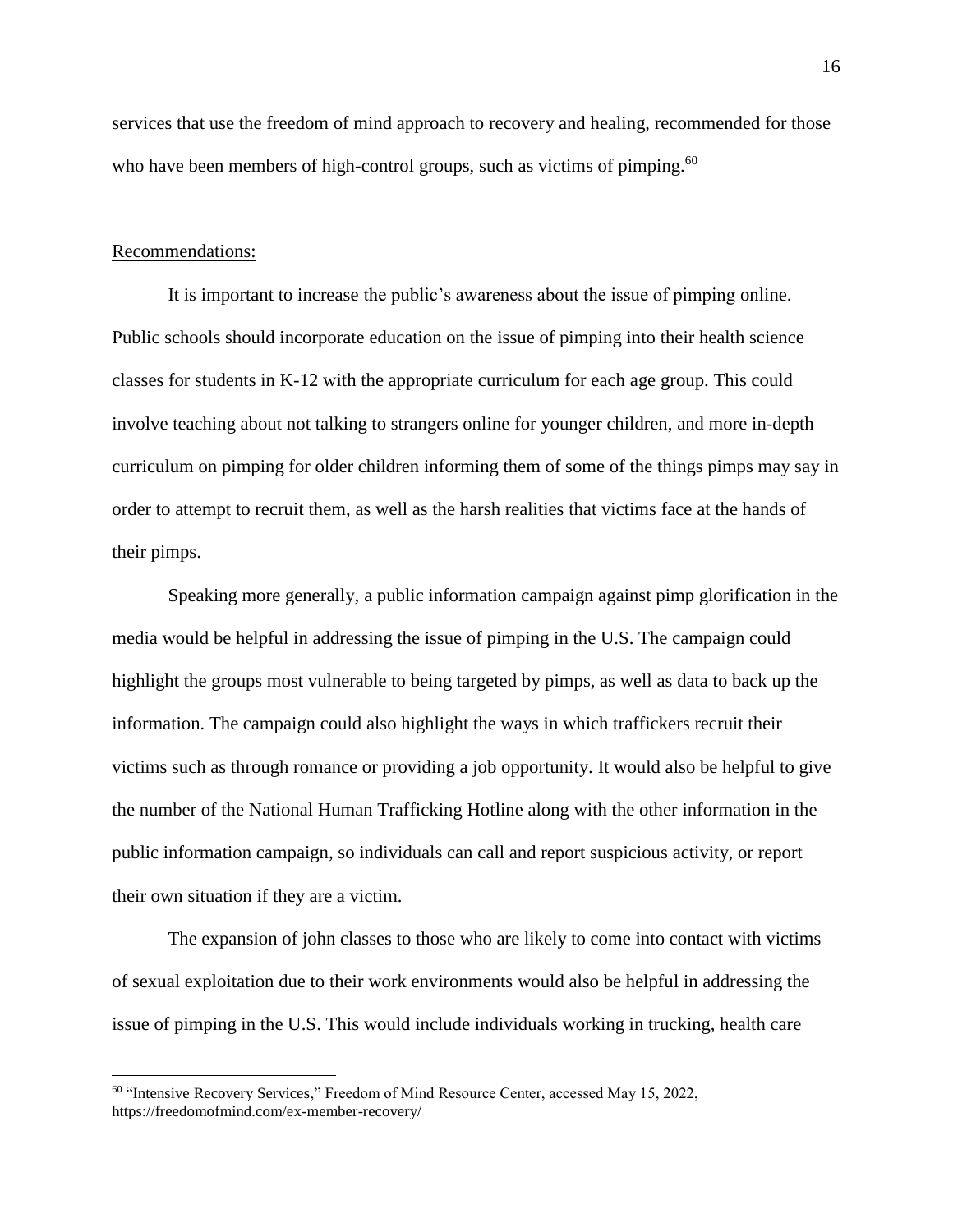services that use the freedom of mind approach to recovery and healing, recommended for those who have been members of high-control groups, such as victims of pimping.[60]

<u>Recommendations:</u>

It is important to increase the public's awareness about the issue of pimping online. Public schools should incorporate education on the issue of pimping into their health science classes for students in K-12 with the appropriate curriculum for each age group. This could involve teaching about not talking to strangers online for younger children, and more in-depth curriculum on pimping for older children informing them of some of the things pimps may say in order to attempt to recruit them, as well as the harsh realities that victims face at the hands of their pimps.

Speaking more generally, a public information campaign against pimp glorification in the media would be helpful in addressing the issue of pimping in the U.S. The campaign could highlight the groups most vulnerable to being targeted by pimps, as well as data to back up the information. The campaign could also highlight the ways in which traffickers recruit their victims such as through romance or providing a job opportunity. It would also be helpful to give the number of the National Human Trafficking Hotline along with the other information in the public information campaign, so individuals can call and report suspicious activity, or report their own situation if they are a victim.

The expansion of john classes to those who are likely to come into contact with victims of sexual exploitation due to their work environments would also be helpful in addressing the issue of pimping in the U.S. This would include individuals working in trucking, health care

---

[60] "Intensive Recovery Services," Freedom of Mind Resource Center, accessed May 15, 2022, https://freedomofmind.com/ex-member-recovery/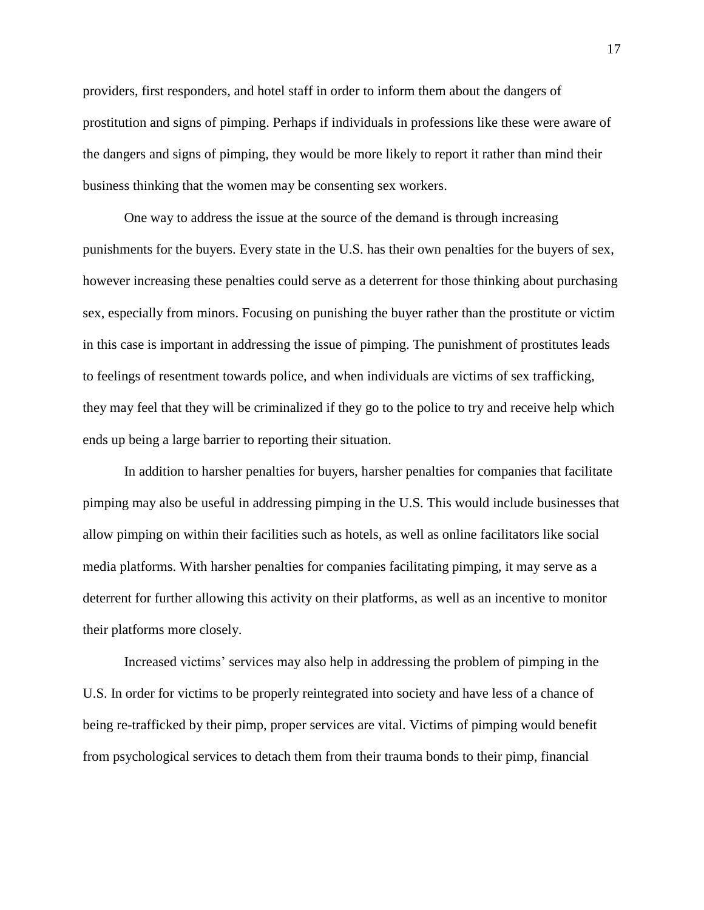providers, first responders, and hotel staff in order to inform them about the dangers of prostitution and signs of pimping. Perhaps if individuals in professions like these were aware of the dangers and signs of pimping, they would be more likely to report it rather than mind their business thinking that the women may be consenting sex workers.

One way to address the issue at the source of the demand is through increasing punishments for the buyers. Every state in the U.S. has their own penalties for the buyers of sex, however increasing these penalties could serve as a deterrent for those thinking about purchasing sex, especially from minors. Focusing on punishing the buyer rather than the prostitute or victim in this case is important in addressing the issue of pimping. The punishment of prostitutes leads to feelings of resentment towards police, and when individuals are victims of sex trafficking, they may feel that they will be criminalized if they go to the police to try and receive help which ends up being a large barrier to reporting their situation.

In addition to harsher penalties for buyers, harsher penalties for companies that facilitate pimping may also be useful in addressing pimping in the U.S. This would include businesses that allow pimping on within their facilities such as hotels, as well as online facilitators like social media platforms. With harsher penalties for companies facilitating pimping, it may serve as a deterrent for further allowing this activity on their platforms, as well as an incentive to monitor their platforms more closely.

Increased victims' services may also help in addressing the problem of pimping in the U.S. In order for victims to be properly reintegrated into society and have less of a chance of being re-trafficked by their pimp, proper services are vital. Victims of pimping would benefit from psychological services to detach them from their trauma bonds to their pimp, financial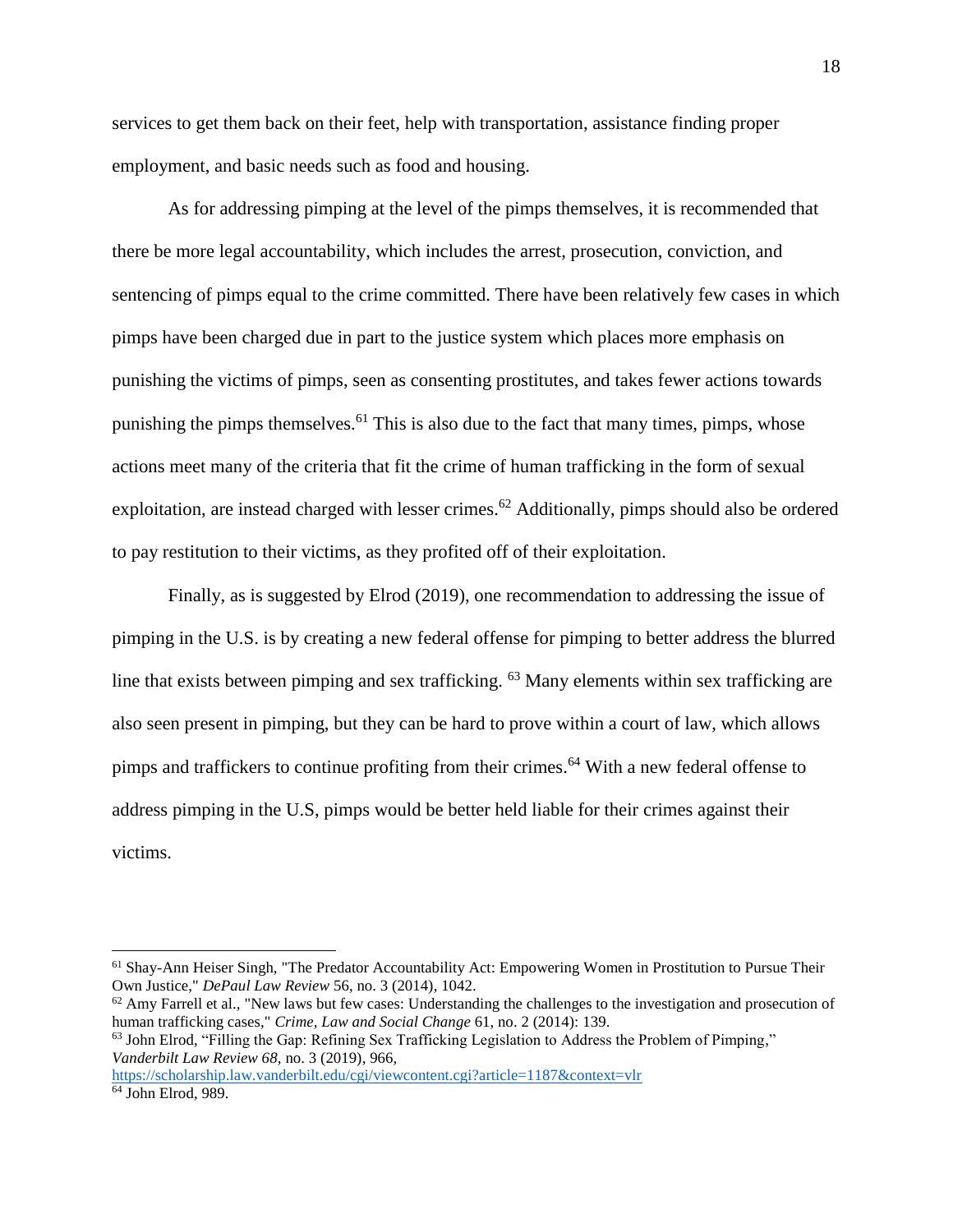services to get them back on their feet, help with transportation, assistance finding proper employment, and basic needs such as food and housing.

As for addressing pimping at the level of the pimps themselves, it is recommended that there be more legal accountability, which includes the arrest, prosecution, conviction, and sentencing of pimps equal to the crime committed. There have been relatively few cases in which pimps have been charged due in part to the justice system which places more emphasis on punishing the victims of pimps, seen as consenting prostitutes, and takes fewer actions towards punishing the pimps themselves.[61] This is also due to the fact that many times, pimps, whose actions meet many of the criteria that fit the crime of human trafficking in the form of sexual exploitation, are instead charged with lesser crimes.[62] Additionally, pimps should also be ordered to pay restitution to their victims, as they profited off of their exploitation.

Finally, as is suggested by Elrod (2019), one recommendation to addressing the issue of pimping in the U.S. is by creating a new federal offense for pimping to better address the blurred line that exists between pimping and sex trafficking. [63] Many elements within sex trafficking are also seen present in pimping, but they can be hard to prove within a court of law, which allows pimps and traffickers to continue profiting from their crimes.[64] With a new federal offense to address pimping in the U.S, pimps would be better held liable for their crimes against their victims.

---

[61] Shay-Ann Heiser Singh, "The Predator Accountability Act: Empowering Women in Prostitution to Pursue Their Own Justice," *DePaul Law Review* 56, no. 3 (2014), 1042.

[62] Amy Farrell et al., "New laws but few cases: Understanding the challenges to the investigation and prosecution of human trafficking cases," *Crime, Law and Social Change* 61, no. 2 (2014): 139.

[63] John Elrod, "Filling the Gap: Refining Sex Trafficking Legislation to Address the Problem of Pimping," *Vanderbilt Law Review 68*, no. 3 (2019), 966, https://scholarship.law.vanderbilt.edu/cgi/viewcontent.cgi?article=1187&context=vlr

[64] John Elrod, 989.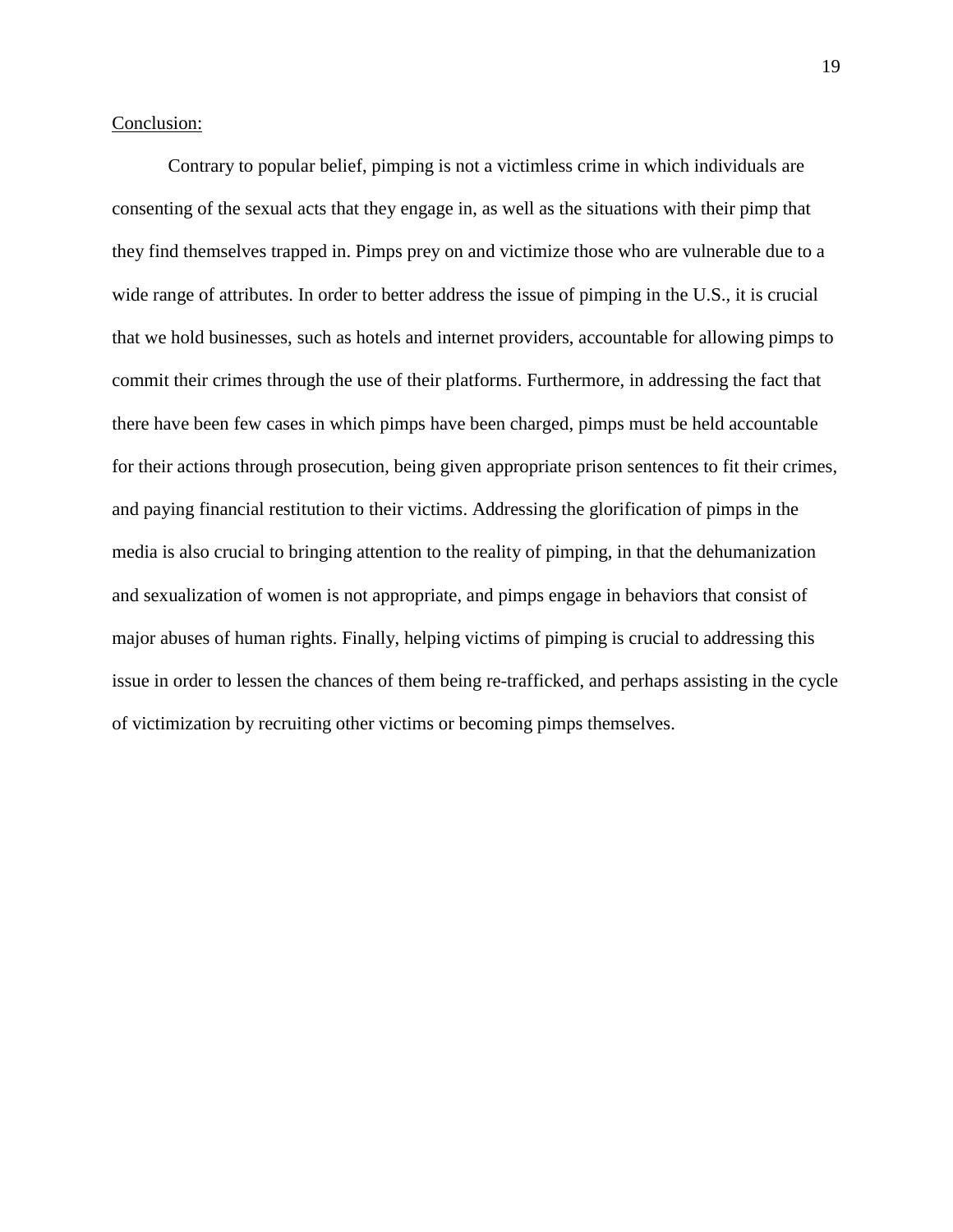Conclusion:

Contrary to popular belief, pimping is not a victimless crime in which individuals are consenting of the sexual acts that they engage in, as well as the situations with their pimp that they find themselves trapped in. Pimps prey on and victimize those who are vulnerable due to a wide range of attributes. In order to better address the issue of pimping in the U.S., it is crucial that we hold businesses, such as hotels and internet providers, accountable for allowing pimps to commit their crimes through the use of their platforms. Furthermore, in addressing the fact that there have been few cases in which pimps have been charged, pimps must be held accountable for their actions through prosecution, being given appropriate prison sentences to fit their crimes, and paying financial restitution to their victims. Addressing the glorification of pimps in the media is also crucial to bringing attention to the reality of pimping, in that the dehumanization and sexualization of women is not appropriate, and pimps engage in behaviors that consist of major abuses of human rights. Finally, helping victims of pimping is crucial to addressing this issue in order to lessen the chances of them being re-trafficked, and perhaps assisting in the cycle of victimization by recruiting other victims or becoming pimps themselves.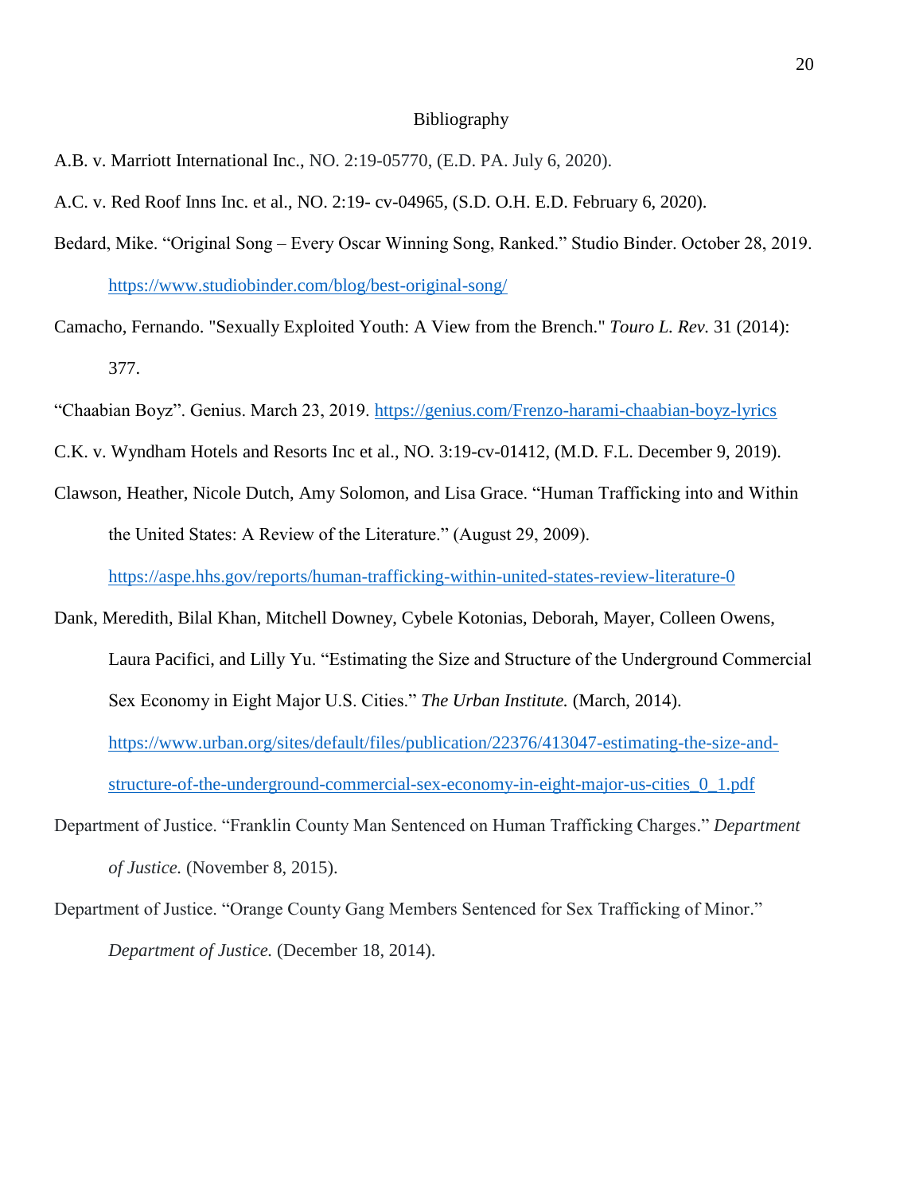# Bibliography

A.B. v. Marriott International Inc., NO. 2:19-05770, (E.D. PA. July 6, 2020).

A.C. v. Red Roof Inns Inc. et al., NO. 2:19- cv-04965, (S.D. O.H. E.D. February 6, 2020).

Bedard, Mike. "Original Song – Every Oscar Winning Song, Ranked." Studio Binder. October 28, 2019. https://www.studiobinder.com/blog/best-original-song/

Camacho, Fernando. "Sexually Exploited Youth: A View from the Brench." *Touro L. Rev.* 31 (2014): 377.

"Chaabian Boyz". Genius. March 23, 2019. https://genius.com/Frenzo-harami-chaabian-boyz-lyrics

C.K. v. Wyndham Hotels and Resorts Inc et al., NO. 3:19-cv-01412, (M.D. F.L. December 9, 2019).

Clawson, Heather, Nicole Dutch, Amy Solomon, and Lisa Grace. "Human Trafficking into and Within the United States: A Review of the Literature." (August 29, 2009). https://aspe.hhs.gov/reports/human-trafficking-within-united-states-review-literature-0

Dank, Meredith, Bilal Khan, Mitchell Downey, Cybele Kotonias, Deborah, Mayer, Colleen Owens, Laura Pacifici, and Lilly Yu. "Estimating the Size and Structure of the Underground Commercial Sex Economy in Eight Major U.S. Cities." *The Urban Institute.* (March, 2014). https://www.urban.org/sites/default/files/publication/22376/413047-estimating-the-size-and-structure-of-the-underground-commercial-sex-economy-in-eight-major-us-cities_0_1.pdf

Department of Justice. "Franklin County Man Sentenced on Human Trafficking Charges." *Department of Justice.* (November 8, 2015).

Department of Justice. "Orange County Gang Members Sentenced for Sex Trafficking of Minor." *Department of Justice.* (December 18, 2014).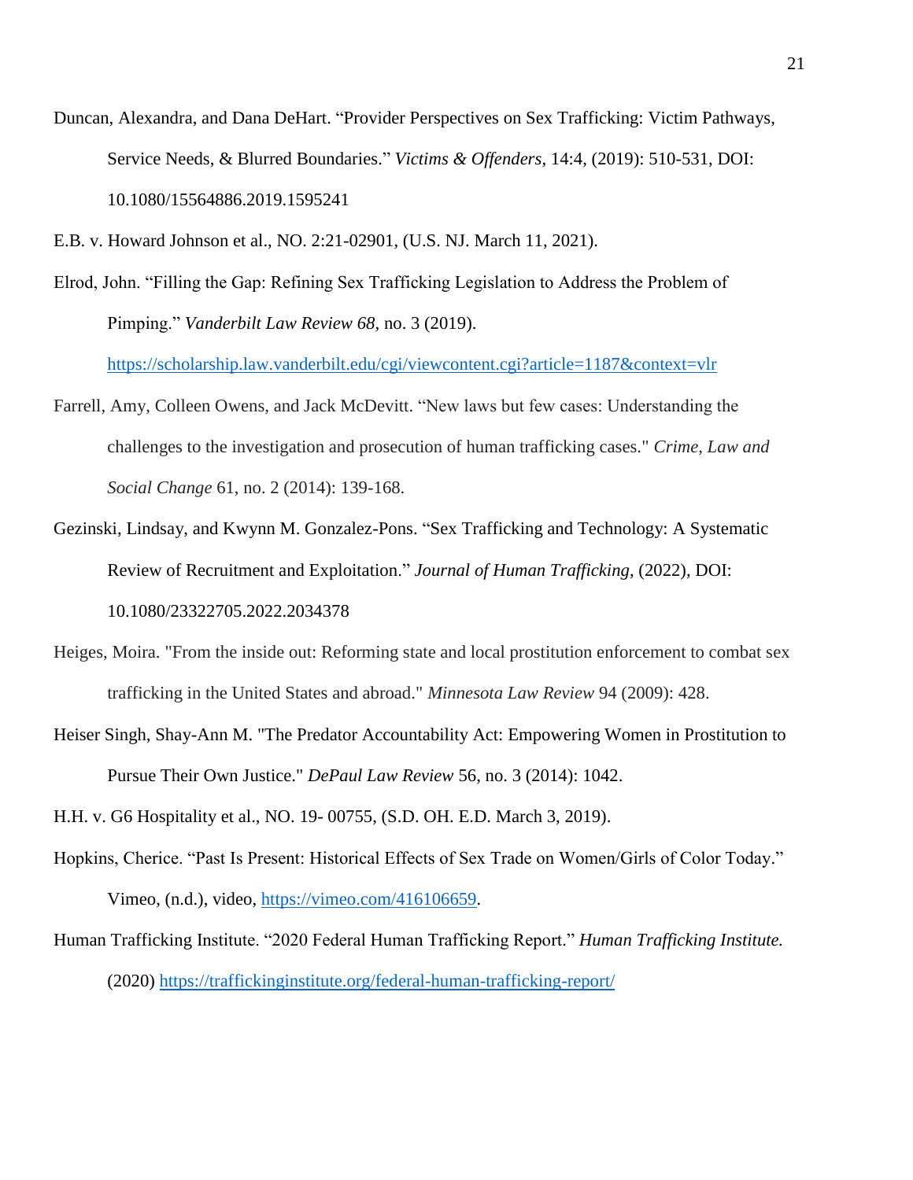Duncan, Alexandra, and Dana DeHart. "Provider Perspectives on Sex Trafficking: Victim Pathways, Service Needs, & Blurred Boundaries." *Victims & Offenders*, 14:4, (2019): 510-531, DOI: 10.1080/15564886.2019.1595241

E.B. v. Howard Johnson et al., NO. 2:21-02901, (U.S. NJ. March 11, 2021).

Elrod, John. "Filling the Gap: Refining Sex Trafficking Legislation to Address the Problem of Pimping." *Vanderbilt Law Review 68*, no. 3 (2019). https://scholarship.law.vanderbilt.edu/cgi/viewcontent.cgi?article=1187&context=vlr

Farrell, Amy, Colleen Owens, and Jack McDevitt. "New laws but few cases: Understanding the challenges to the investigation and prosecution of human trafficking cases." *Crime, Law and Social Change* 61, no. 2 (2014): 139-168.

Gezinski, Lindsay, and Kwynn M. Gonzalez-Pons. "Sex Trafficking and Technology: A Systematic Review of Recruitment and Exploitation." *Journal of Human Trafficking*, (2022), DOI: 10.1080/23322705.2022.2034378

Heiges, Moira. "From the inside out: Reforming state and local prostitution enforcement to combat sex trafficking in the United States and abroad." *Minnesota Law Review* 94 (2009): 428.

Heiser Singh, Shay-Ann M. "The Predator Accountability Act: Empowering Women in Prostitution to Pursue Their Own Justice." *DePaul Law Review* 56, no. 3 (2014): 1042.

H.H. v. G6 Hospitality et al., NO. 19- 00755, (S.D. OH. E.D. March 3, 2019).

Hopkins, Cherice. "Past Is Present: Historical Effects of Sex Trade on Women/Girls of Color Today." Vimeo, (n.d.), video, https://vimeo.com/416106659.

Human Trafficking Institute. "2020 Federal Human Trafficking Report." *Human Trafficking Institute.* (2020) https://traffickinginstitute.org/federal-human-trafficking-report/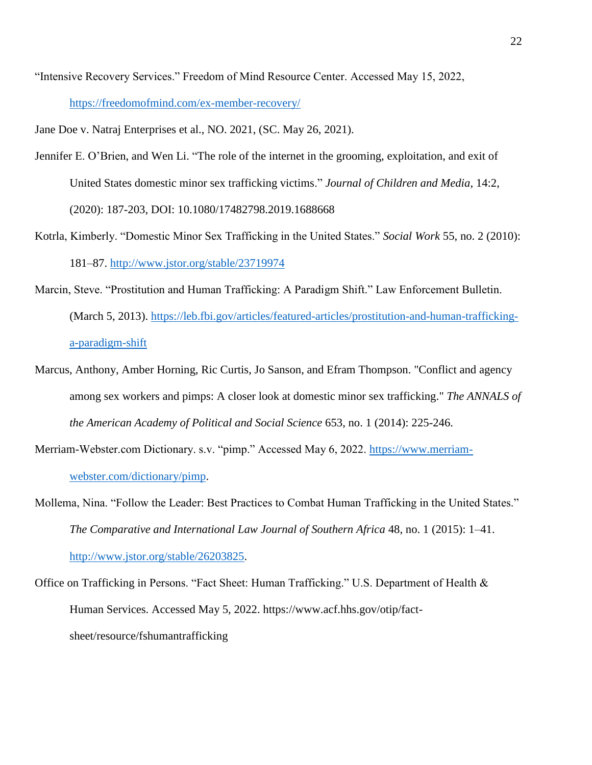"Intensive Recovery Services." Freedom of Mind Resource Center. Accessed May 15, 2022, https://freedomofmind.com/ex-member-recovery/

Jane Doe v. Natraj Enterprises et al., NO. 2021, (SC. May 26, 2021).

Jennifer E. O'Brien, and Wen Li. "The role of the internet in the grooming, exploitation, and exit of United States domestic minor sex trafficking victims." *Journal of Children and Media*, 14:2, (2020): 187-203, DOI: 10.1080/17482798.2019.1688668

Kotrla, Kimberly. "Domestic Minor Sex Trafficking in the United States." *Social Work* 55, no. 2 (2010): 181–87. http://www.jstor.org/stable/23719974

Marcin, Steve. "Prostitution and Human Trafficking: A Paradigm Shift." Law Enforcement Bulletin. (March 5, 2013). https://leb.fbi.gov/articles/featured-articles/prostitution-and-human-trafficking-a-paradigm-shift

Marcus, Anthony, Amber Horning, Ric Curtis, Jo Sanson, and Efram Thompson. "Conflict and agency among sex workers and pimps: A closer look at domestic minor sex trafficking." *The ANNALS of the American Academy of Political and Social Science* 653, no. 1 (2014): 225-246.

Merriam-Webster.com Dictionary. s.v. "pimp." Accessed May 6, 2022. https://www.merriam-webster.com/dictionary/pimp.

Mollema, Nina. "Follow the Leader: Best Practices to Combat Human Trafficking in the United States." *The Comparative and International Law Journal of Southern Africa* 48, no. 1 (2015): 1–41. http://www.jstor.org/stable/26203825.

Office on Trafficking in Persons. "Fact Sheet: Human Trafficking." U.S. Department of Health & Human Services. Accessed May 5, 2022. https://www.acf.hhs.gov/otip/fact-sheet/resource/fshumantrafficking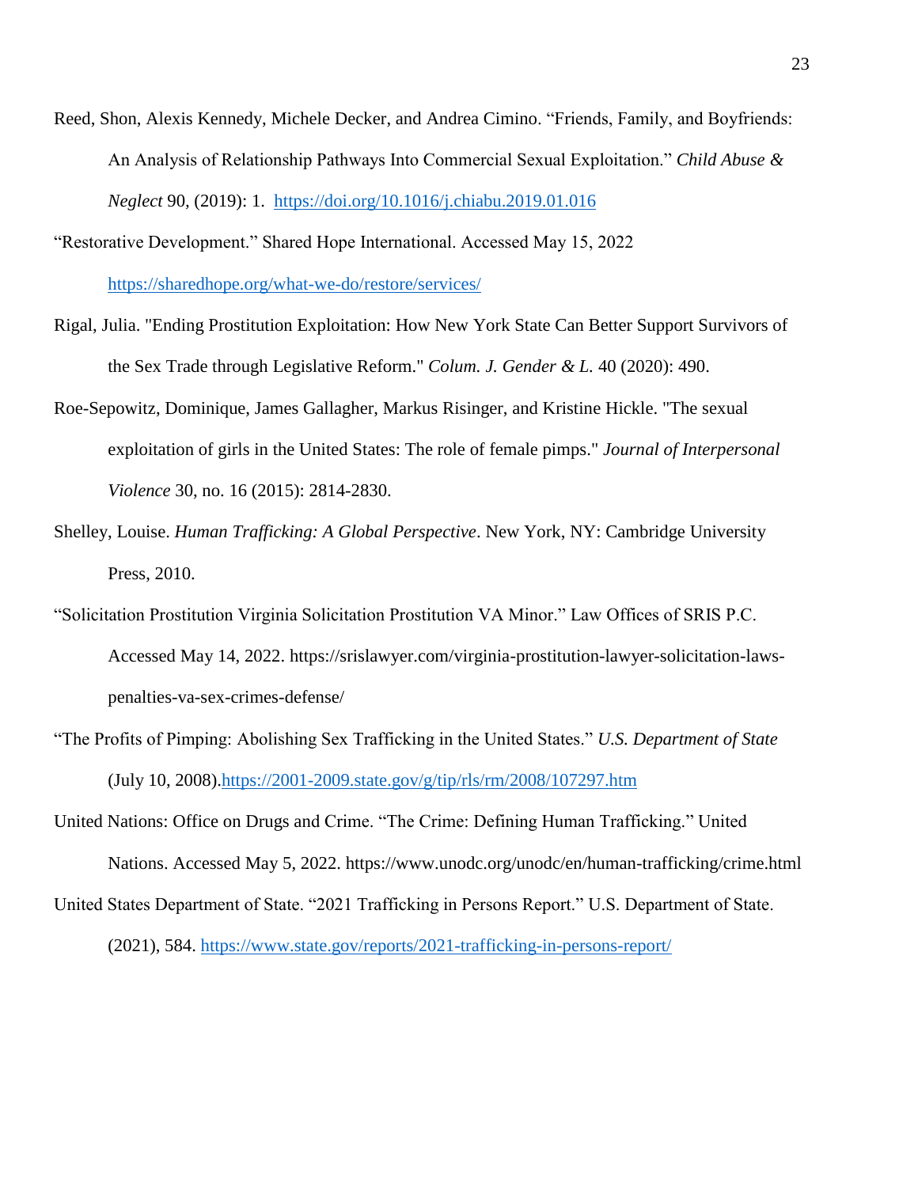Reed, Shon, Alexis Kennedy, Michele Decker, and Andrea Cimino. "Friends, Family, and Boyfriends: An Analysis of Relationship Pathways Into Commercial Sexual Exploitation." *Child Abuse & Neglect* 90, (2019): 1. https://doi.org/10.1016/j.chiabu.2019.01.016

"Restorative Development." Shared Hope International. Accessed May 15, 2022 https://sharedhope.org/what-we-do/restore/services/

Rigal, Julia. "Ending Prostitution Exploitation: How New York State Can Better Support Survivors of the Sex Trade through Legislative Reform." *Colum. J. Gender & L.* 40 (2020): 490.

Roe-Sepowitz, Dominique, James Gallagher, Markus Risinger, and Kristine Hickle. "The sexual exploitation of girls in the United States: The role of female pimps." *Journal of Interpersonal Violence* 30, no. 16 (2015): 2814-2830.

Shelley, Louise. *Human Trafficking: A Global Perspective*. New York, NY: Cambridge University Press, 2010.

"Solicitation Prostitution Virginia Solicitation Prostitution VA Minor." Law Offices of SRIS P.C. Accessed May 14, 2022. https://srislawyer.com/virginia-prostitution-lawyer-solicitation-laws-penalties-va-sex-crimes-defense/

"The Profits of Pimping: Abolishing Sex Trafficking in the United States." *U.S. Department of State* (July 10, 2008).https://2001-2009.state.gov/g/tip/rls/rm/2008/107297.htm

United Nations: Office on Drugs and Crime. "The Crime: Defining Human Trafficking." United Nations. Accessed May 5, 2022. https://www.unodc.org/unodc/en/human-trafficking/crime.html

United States Department of State. "2021 Trafficking in Persons Report." U.S. Department of State. (2021), 584. https://www.state.gov/reports/2021-trafficking-in-persons-report/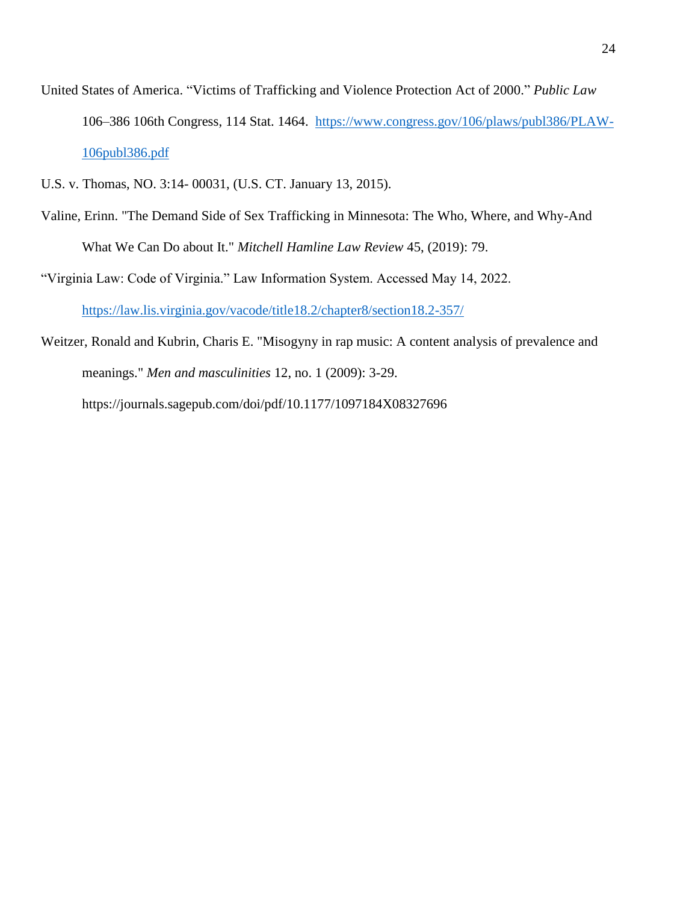United States of America. “Victims of Trafficking and Violence Protection Act of 2000.” *Public Law* 106–386 106th Congress, 114 Stat. 1464. https://www.congress.gov/106/plaws/publ386/PLAW-106publ386.pdf

U.S. v. Thomas, NO. 3:14- 00031, (U.S. CT. January 13, 2015).

Valine, Erinn. "The Demand Side of Sex Trafficking in Minnesota: The Who, Where, and Why-And What We Can Do about It." *Mitchell Hamline Law Review* 45, (2019): 79.

“Virginia Law: Code of Virginia.” Law Information System. Accessed May 14, 2022. https://law.lis.virginia.gov/vacode/title18.2/chapter8/section18.2-357/

Weitzer, Ronald and Kubrin, Charis E. "Misogyny in rap music: A content analysis of prevalence and meanings." *Men and masculinities* 12, no. 1 (2009): 3-29. https://journals.sagepub.com/doi/pdf/10.1177/1097184X08327696